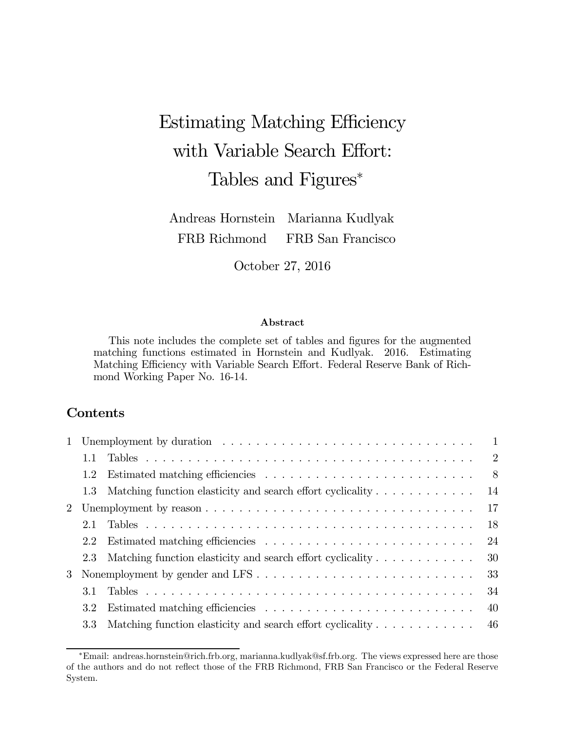# Estimating Matching Efficiency with Variable Search Effort: Tables and Figures[*]

Andreas Hornstein — FRB Richmond

Marianna Kudlyak — FRB San Francisco

October 27, 2016

### Abstract

This note includes the complete set of tables and figures for the augmented matching functions estimated in Hornstein and Kudlyak. 2016. Estimating Matching Efficiency with Variable Search Effort. Federal Reserve Bank of Richmond Working Paper No. 16-14.

## Contents

1 Unemployment by duration . . . . . . . . . . 1

- 1.1 Tables . . . . . . . . . . 2
- 1.2 Estimated matching efficiencies . . . . . . . . . . 8
- 1.3 Matching function elasticity and search effort cyclicality . . . . . . . . . . 14

2 Unemployment by reason . . . . . . . . . . 17

- 2.1 Tables . . . . . . . . . . 18
- 2.2 Estimated matching efficiencies . . . . . . . . . . 24
- 2.3 Matching function elasticity and search effort cyclicality . . . . . . . . . . 30

3 Nonemployment by gender and LFS . . . . . . . . . . 33

- 3.1 Tables . . . . . . . . . . 34
- 3.2 Estimated matching efficiencies . . . . . . . . . . 40
- 3.3 Matching function elasticity and search effort cyclicality . . . . . . . . . . 46

[*] Email: andreas.hornstein@rich.frb.org, marianna.kudlyak@sf.frb.org. The views expressed here are those of the authors and do not reflect those of the FRB Richmond, FRB San Francisco or the Federal Reserve System.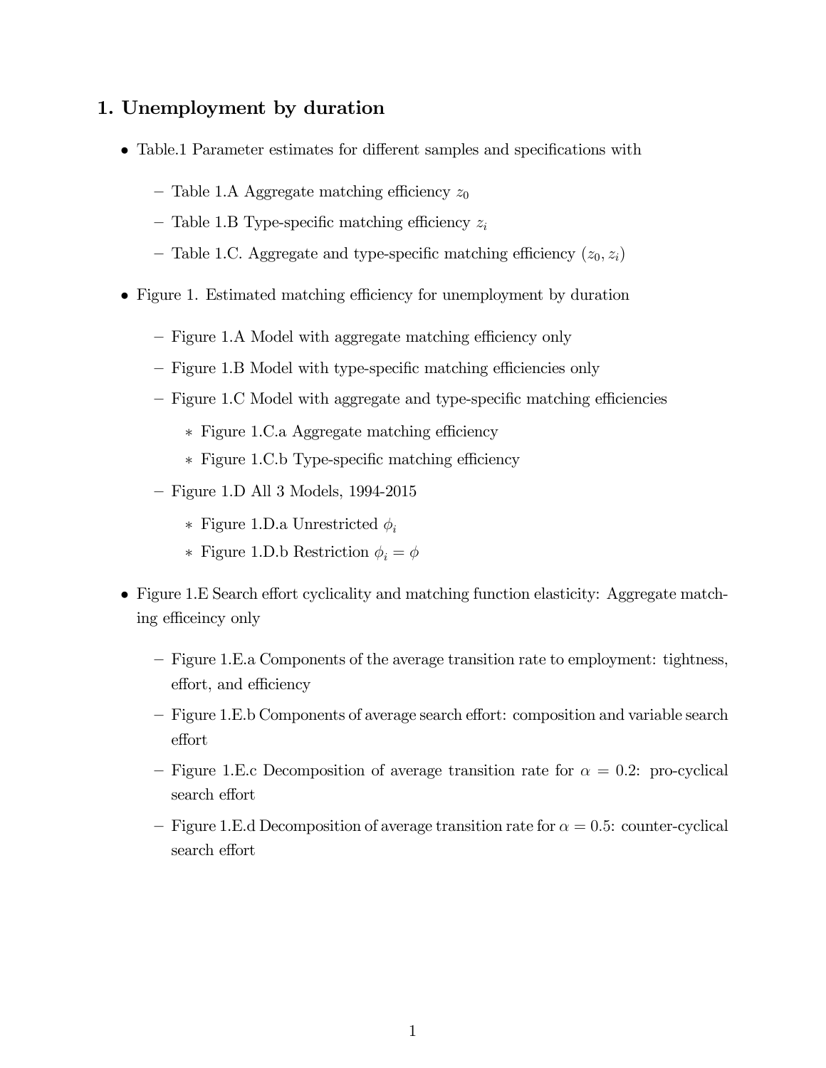## 1. Unemployment by duration

- Table.1 Parameter estimates for different samples and specifications with
  - Table 1.A Aggregate matching efficiency $z_0$
  - Table 1.B Type-specific matching efficiency $z_i$
  - Table 1.C. Aggregate and type-specific matching efficiency $(z_0, z_i)$
- Figure 1. Estimated matching efficiency for unemployment by duration
  - Figure 1.A Model with aggregate matching efficiency only
  - Figure 1.B Model with type-specific matching efficiencies only
  - Figure 1.C Model with aggregate and type-specific matching efficiencies
    - Figure 1.C.a Aggregate matching efficiency
    - Figure 1.C.b Type-specific matching efficiency
  - Figure 1.D All 3 Models, 1994-2015
    - Figure 1.D.a Unrestricted $\phi_i$
    - Figure 1.D.b Restriction $\phi_i = \phi$
- Figure 1.E Search effort cyclicality and matching function elasticity: Aggregate matching efficeincy only
  - Figure 1.E.a Components of the average transition rate to employment: tightness, effort, and efficiency
  - Figure 1.E.b Components of average search effort: composition and variable search effort
  - Figure 1.E.c Decomposition of average transition rate for $\alpha = 0.2$: pro-cyclical search effort
  - Figure 1.E.d Decomposition of average transition rate for $\alpha = 0.5$: counter-cyclical search effort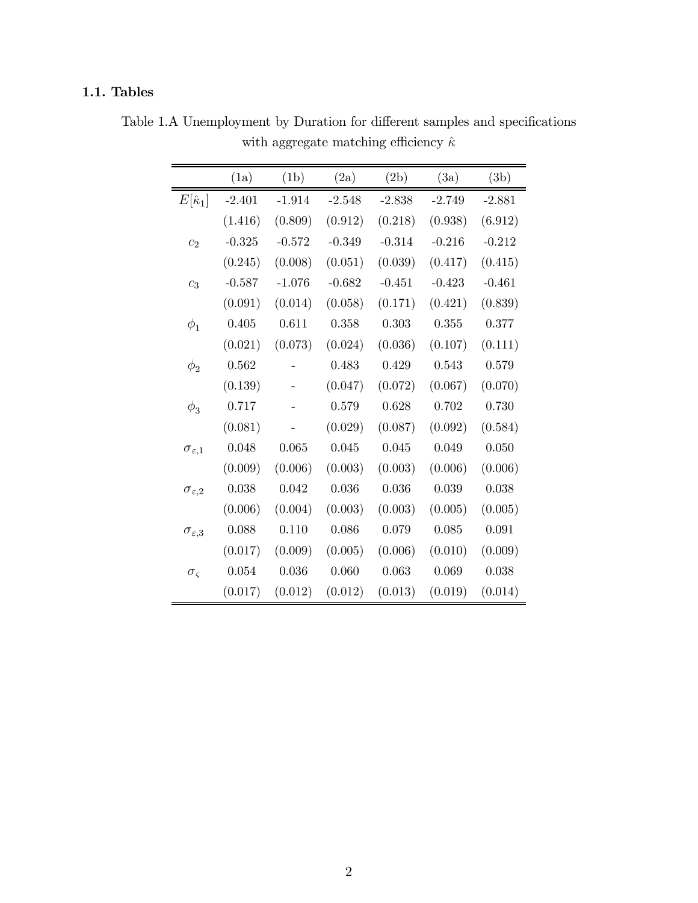### 1.1. Tables

Table 1.A Unemployment by Duration for different samples and specifications with aggregate matching efficiency $\hat{\kappa}$

| | (1a) | (1b) | (2a) | (2b) | (3a) | (3b) |
|---|---|---|---|---|---|---|
| $E[\hat{\kappa}_1]$ | -2.401 | -1.914 | -2.548 | -2.838 | -2.749 | -2.881 |
| | (1.416) | (0.809) | (0.912) | (0.218) | (0.938) | (6.912) |
| $c_2$ | -0.325 | -0.572 | -0.349 | -0.314 | -0.216 | -0.212 |
| | (0.245) | (0.008) | (0.051) | (0.039) | (0.417) | (0.415) |
| $c_3$ | -0.587 | -1.076 | -0.682 | -0.451 | -0.423 | -0.461 |
| | (0.091) | (0.014) | (0.058) | (0.171) | (0.421) | (0.839) |
| $\phi_1$ | 0.405 | 0.611 | 0.358 | 0.303 | 0.355 | 0.377 |
| | (0.021) | (0.073) | (0.024) | (0.036) | (0.107) | (0.111) |
| $\phi_2$ | 0.562 | - | 0.483 | 0.429 | 0.543 | 0.579 |
| | (0.139) | - | (0.047) | (0.072) | (0.067) | (0.070) |
| $\phi_3$ | 0.717 | - | 0.579 | 0.628 | 0.702 | 0.730 |
| | (0.081) | - | (0.029) | (0.087) | (0.092) | (0.584) |
| $\sigma_{\varepsilon,1}$ | 0.048 | 0.065 | 0.045 | 0.045 | 0.049 | 0.050 |
| | (0.009) | (0.006) | (0.003) | (0.003) | (0.006) | (0.006) |
| $\sigma_{\varepsilon,2}$ | 0.038 | 0.042 | 0.036 | 0.036 | 0.039 | 0.038 |
| | (0.006) | (0.004) | (0.003) | (0.003) | (0.005) | (0.005) |
| $\sigma_{\varepsilon,3}$ | 0.088 | 0.110 | 0.086 | 0.079 | 0.085 | 0.091 |
| | (0.017) | (0.009) | (0.005) | (0.006) | (0.010) | (0.009) |
| $\sigma_{\varsigma}$ | 0.054 | 0.036 | 0.060 | 0.063 | 0.069 | 0.038 |
| | (0.017) | (0.012) | (0.012) | (0.013) | (0.019) | (0.014) |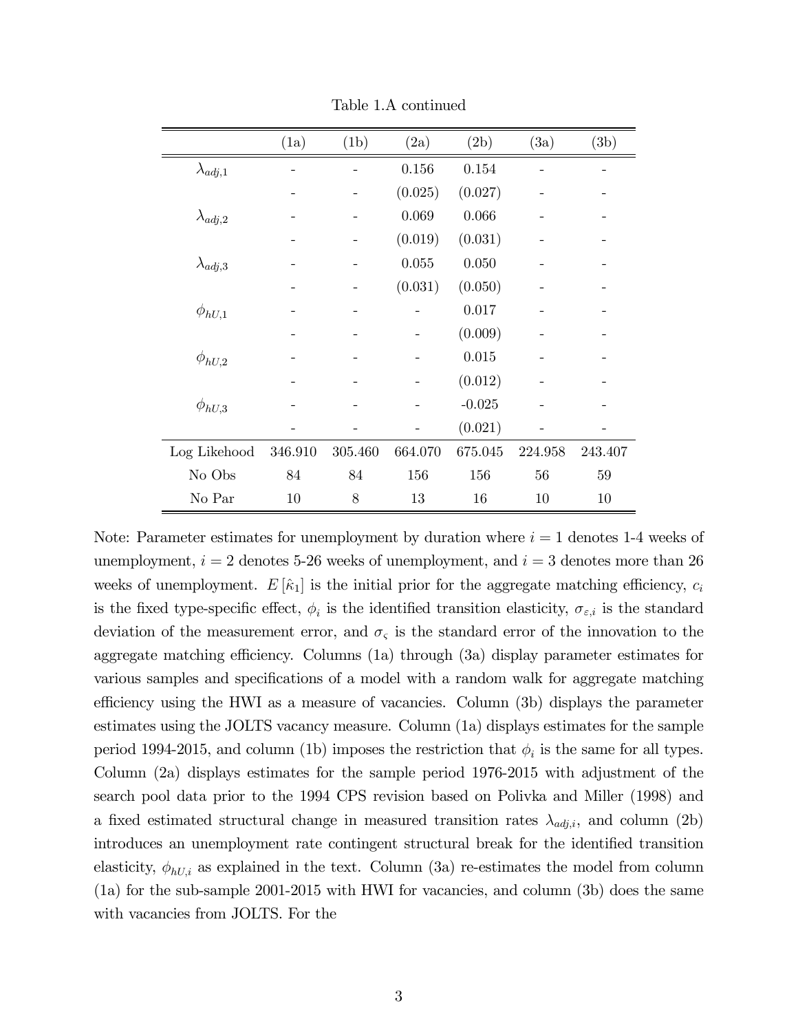Table 1.A continued

| | (1a) | (1b) | (2a) | (2b) | (3a) | (3b) |
|---|---|---|---|---|---|---|
| $\lambda_{adj,1}$ | - | - | 0.156 | 0.154 | - | - |
| | - | - | (0.025) | (0.027) | - | - |
| $\lambda_{adj,2}$ | - | - | 0.069 | 0.066 | - | - |
| | - | - | (0.019) | (0.031) | - | - |
| $\lambda_{adj,3}$ | - | - | 0.055 | 0.050 | - | - |
| | - | - | (0.031) | (0.050) | - | - |
| $\phi_{hU,1}$ | - | - | - | 0.017 | - | - |
| | - | - | - | (0.009) | - | - |
| $\phi_{hU,2}$ | - | - | - | 0.015 | - | - |
| | - | - | - | (0.012) | - | - |
| $\phi_{hU,3}$ | - | - | - | -0.025 | - | - |
| | - | - | - | (0.021) | - | - |
| Log Likehood | 346.910 | 305.460 | 664.070 | 675.045 | 224.958 | 243.407 |
| No Obs | 84 | 84 | 156 | 156 | 56 | 59 |
| No Par | 10 | 8 | 13 | 16 | 10 | 10 |

Note: Parameter estimates for unemployment by duration where $i = 1$ denotes 1-4 weeks of unemployment, $i = 2$ denotes 5-26 weeks of unemployment, and $i = 3$ denotes more than 26 weeks of unemployment. $E[\hat{\kappa}_1]$ is the initial prior for the aggregate matching efficiency, $c_i$ is the fixed type-specific effect, $\phi_i$ is the identified transition elasticity, $\sigma_{\varepsilon,i}$ is the standard deviation of the measurement error, and $\sigma_\varsigma$ is the standard error of the innovation to the aggregate matching efficiency. Columns (1a) through (3a) display parameter estimates for various samples and specifications of a model with a random walk for aggregate matching efficiency using the HWI as a measure of vacancies. Column (3b) displays the parameter estimates using the JOLTS vacancy measure. Column (1a) displays estimates for the sample period 1994-2015, and column (1b) imposes the restriction that $\phi_i$ is the same for all types. Column (2a) displays estimates for the sample period 1976-2015 with adjustment of the search pool data prior to the 1994 CPS revision based on Polivka and Miller (1998) and a fixed estimated structural change in measured transition rates $\lambda_{adj,i}$, and column (2b) introduces an unemployment rate contingent structural break for the identified transition elasticity, $\phi_{hU,i}$ as explained in the text. Column (3a) re-estimates the model from column (1a) for the sub-sample 2001-2015 with HWI for vacancies, and column (3b) does the same with vacancies from JOLTS. For the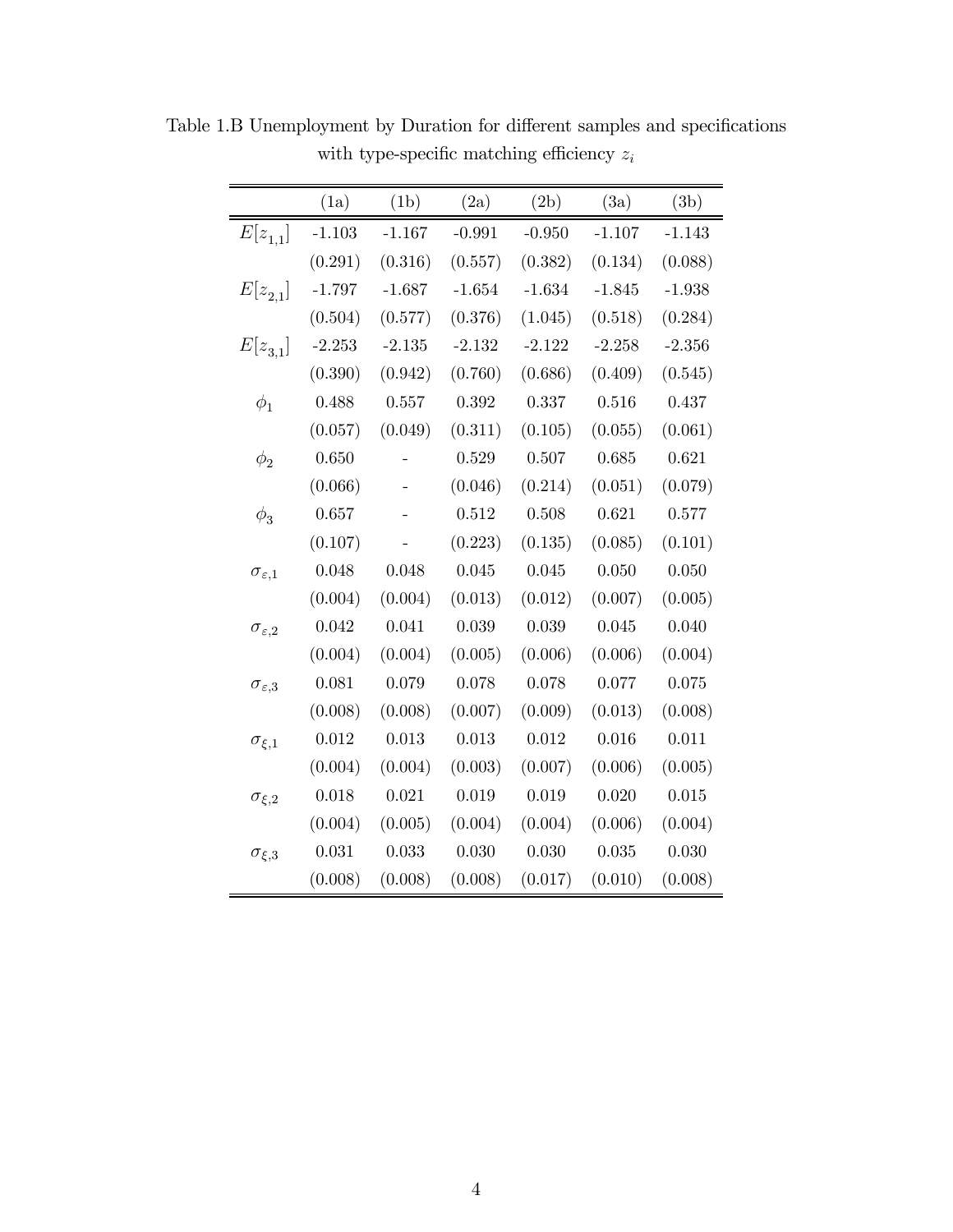Table 1.B Unemployment by Duration for different samples and specifications with type-specific matching efficiency $z_i$

| | (1a) | (1b) | (2a) | (2b) | (3a) | (3b) |
|---|---|---|---|---|---|---|
| $E[z_{1,1}]$ | -1.103 | -1.167 | -0.991 | -0.950 | -1.107 | -1.143 |
| | (0.291) | (0.316) | (0.557) | (0.382) | (0.134) | (0.088) |
| $E[z_{2,1}]$ | -1.797 | -1.687 | -1.654 | -1.634 | -1.845 | -1.938 |
| | (0.504) | (0.577) | (0.376) | (1.045) | (0.518) | (0.284) |
| $E[z_{3,1}]$ | -2.253 | -2.135 | -2.132 | -2.122 | -2.258 | -2.356 |
| | (0.390) | (0.942) | (0.760) | (0.686) | (0.409) | (0.545) |
| $\phi_1$ | 0.488 | 0.557 | 0.392 | 0.337 | 0.516 | 0.437 |
| | (0.057) | (0.049) | (0.311) | (0.105) | (0.055) | (0.061) |
| $\phi_2$ | 0.650 | - | 0.529 | 0.507 | 0.685 | 0.621 |
| | (0.066) | - | (0.046) | (0.214) | (0.051) | (0.079) |
| $\phi_3$ | 0.657 | - | 0.512 | 0.508 | 0.621 | 0.577 |
| | (0.107) | - | (0.223) | (0.135) | (0.085) | (0.101) |
| $\sigma_{\varepsilon,1}$ | 0.048 | 0.048 | 0.045 | 0.045 | 0.050 | 0.050 |
| | (0.004) | (0.004) | (0.013) | (0.012) | (0.007) | (0.005) |
| $\sigma_{\varepsilon,2}$ | 0.042 | 0.041 | 0.039 | 0.039 | 0.045 | 0.040 |
| | (0.004) | (0.004) | (0.005) | (0.006) | (0.006) | (0.004) |
| $\sigma_{\varepsilon,3}$ | 0.081 | 0.079 | 0.078 | 0.078 | 0.077 | 0.075 |
| | (0.008) | (0.008) | (0.007) | (0.009) | (0.013) | (0.008) |
| $\sigma_{\xi,1}$ | 0.012 | 0.013 | 0.013 | 0.012 | 0.016 | 0.011 |
| | (0.004) | (0.004) | (0.003) | (0.007) | (0.006) | (0.005) |
| $\sigma_{\xi,2}$ | 0.018 | 0.021 | 0.019 | 0.019 | 0.020 | 0.015 |
| | (0.004) | (0.005) | (0.004) | (0.004) | (0.006) | (0.004) |
| $\sigma_{\xi,3}$ | 0.031 | 0.033 | 0.030 | 0.030 | 0.035 | 0.030 |
| | (0.008) | (0.008) | (0.008) | (0.017) | (0.010) | (0.008) |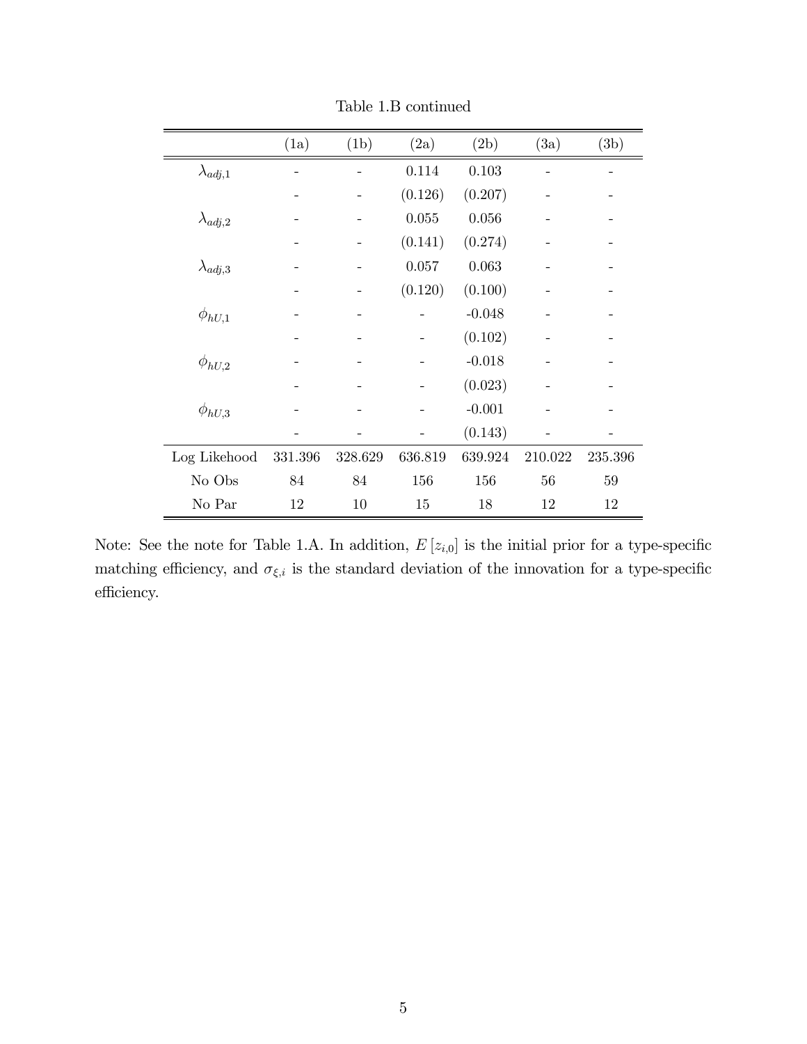Table 1.B continued

| | (1a) | (1b) | (2a) | (2b) | (3a) | (3b) |
|---|---|---|---|---|---|---|
| $\lambda_{adj,1}$ | - | - | 0.114 | 0.103 | - | - |
| | - | - | (0.126) | (0.207) | - | - |
| $\lambda_{adj,2}$ | - | - | 0.055 | 0.056 | - | - |
| | - | - | (0.141) | (0.274) | - | - |
| $\lambda_{adj,3}$ | - | - | 0.057 | 0.063 | - | - |
| | - | - | (0.120) | (0.100) | - | - |
| $\phi_{hU,1}$ | - | - | - | -0.048 | - | - |
| | - | - | - | (0.102) | - | - |
| $\phi_{hU,2}$ | - | - | - | -0.018 | - | - |
| | - | - | - | (0.023) | - | - |
| $\phi_{hU,3}$ | - | - | - | -0.001 | - | - |
| | - | - | - | (0.143) | - | - |
| Log Likehood | 331.396 | 328.629 | 636.819 | 639.924 | 210.022 | 235.396 |
| No Obs | 84 | 84 | 156 | 156 | 56 | 59 |
| No Par | 12 | 10 | 15 | 18 | 12 | 12 |

Note: See the note for Table 1.A. In addition, $E[z_{i,0}]$ is the initial prior for a type-specific matching efficiency, and $\sigma_{\xi,i}$ is the standard deviation of the innovation for a type-specific efficiency.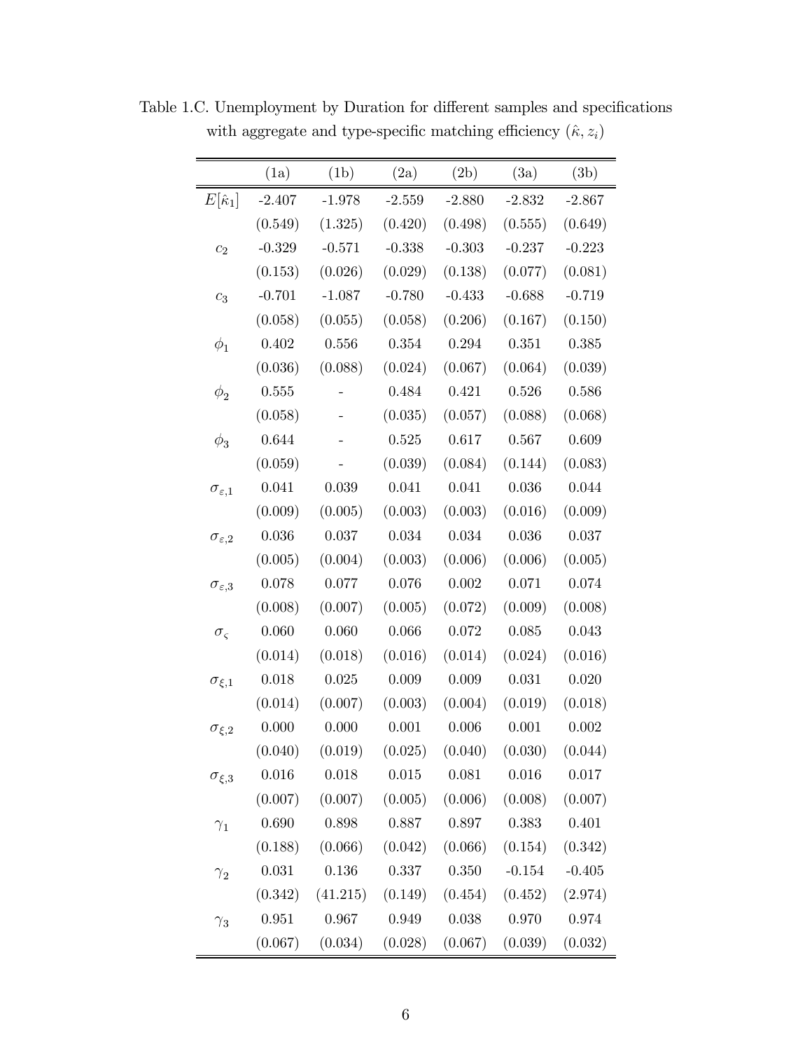Table 1.C. Unemployment by Duration for different samples and specifications with aggregate and type-specific matching efficiency $(\hat{\kappa}, z_i)$

| | (1a) | (1b) | (2a) | (2b) | (3a) | (3b) |
|---|---|---|---|---|---|---|
| $E[\hat{\kappa}_1]$ | -2.407 | -1.978 | -2.559 | -2.880 | -2.832 | -2.867 |
| | (0.549) | (1.325) | (0.420) | (0.498) | (0.555) | (0.649) |
| $c_2$ | -0.329 | -0.571 | -0.338 | -0.303 | -0.237 | -0.223 |
| | (0.153) | (0.026) | (0.029) | (0.138) | (0.077) | (0.081) |
| $c_3$ | -0.701 | -1.087 | -0.780 | -0.433 | -0.688 | -0.719 |
| | (0.058) | (0.055) | (0.058) | (0.206) | (0.167) | (0.150) |
| $\phi_1$ | 0.402 | 0.556 | 0.354 | 0.294 | 0.351 | 0.385 |
| | (0.036) | (0.088) | (0.024) | (0.067) | (0.064) | (0.039) |
| $\phi_2$ | 0.555 | - | 0.484 | 0.421 | 0.526 | 0.586 |
| | (0.058) | - | (0.035) | (0.057) | (0.088) | (0.068) |
| $\phi_3$ | 0.644 | - | 0.525 | 0.617 | 0.567 | 0.609 |
| | (0.059) | - | (0.039) | (0.084) | (0.144) | (0.083) |
| $\sigma_{\varepsilon,1}$ | 0.041 | 0.039 | 0.041 | 0.041 | 0.036 | 0.044 |
| | (0.009) | (0.005) | (0.003) | (0.003) | (0.016) | (0.009) |
| $\sigma_{\varepsilon,2}$ | 0.036 | 0.037 | 0.034 | 0.034 | 0.036 | 0.037 |
| | (0.005) | (0.004) | (0.003) | (0.006) | (0.006) | (0.005) |
| $\sigma_{\varepsilon,3}$ | 0.078 | 0.077 | 0.076 | 0.002 | 0.071 | 0.074 |
| | (0.008) | (0.007) | (0.005) | (0.072) | (0.009) | (0.008) |
| $\sigma_{\varsigma}$ | 0.060 | 0.060 | 0.066 | 0.072 | 0.085 | 0.043 |
| | (0.014) | (0.018) | (0.016) | (0.014) | (0.024) | (0.016) |
| $\sigma_{\xi,1}$ | 0.018 | 0.025 | 0.009 | 0.009 | 0.031 | 0.020 |
| | (0.014) | (0.007) | (0.003) | (0.004) | (0.019) | (0.018) |
| $\sigma_{\xi,2}$ | 0.000 | 0.000 | 0.001 | 0.006 | 0.001 | 0.002 |
| | (0.040) | (0.019) | (0.025) | (0.040) | (0.030) | (0.044) |
| $\sigma_{\xi,3}$ | 0.016 | 0.018 | 0.015 | 0.081 | 0.016 | 0.017 |
| | (0.007) | (0.007) | (0.005) | (0.006) | (0.008) | (0.007) |
| $\gamma_1$ | 0.690 | 0.898 | 0.887 | 0.897 | 0.383 | 0.401 |
| | (0.188) | (0.066) | (0.042) | (0.066) | (0.154) | (0.342) |
| $\gamma_2$ | 0.031 | 0.136 | 0.337 | 0.350 | -0.154 | -0.405 |
| | (0.342) | (41.215) | (0.149) | (0.454) | (0.452) | (2.974) |
| $\gamma_3$ | 0.951 | 0.967 | 0.949 | 0.038 | 0.970 | 0.974 |
| | (0.067) | (0.034) | (0.028) | (0.067) | (0.039) | (0.032) |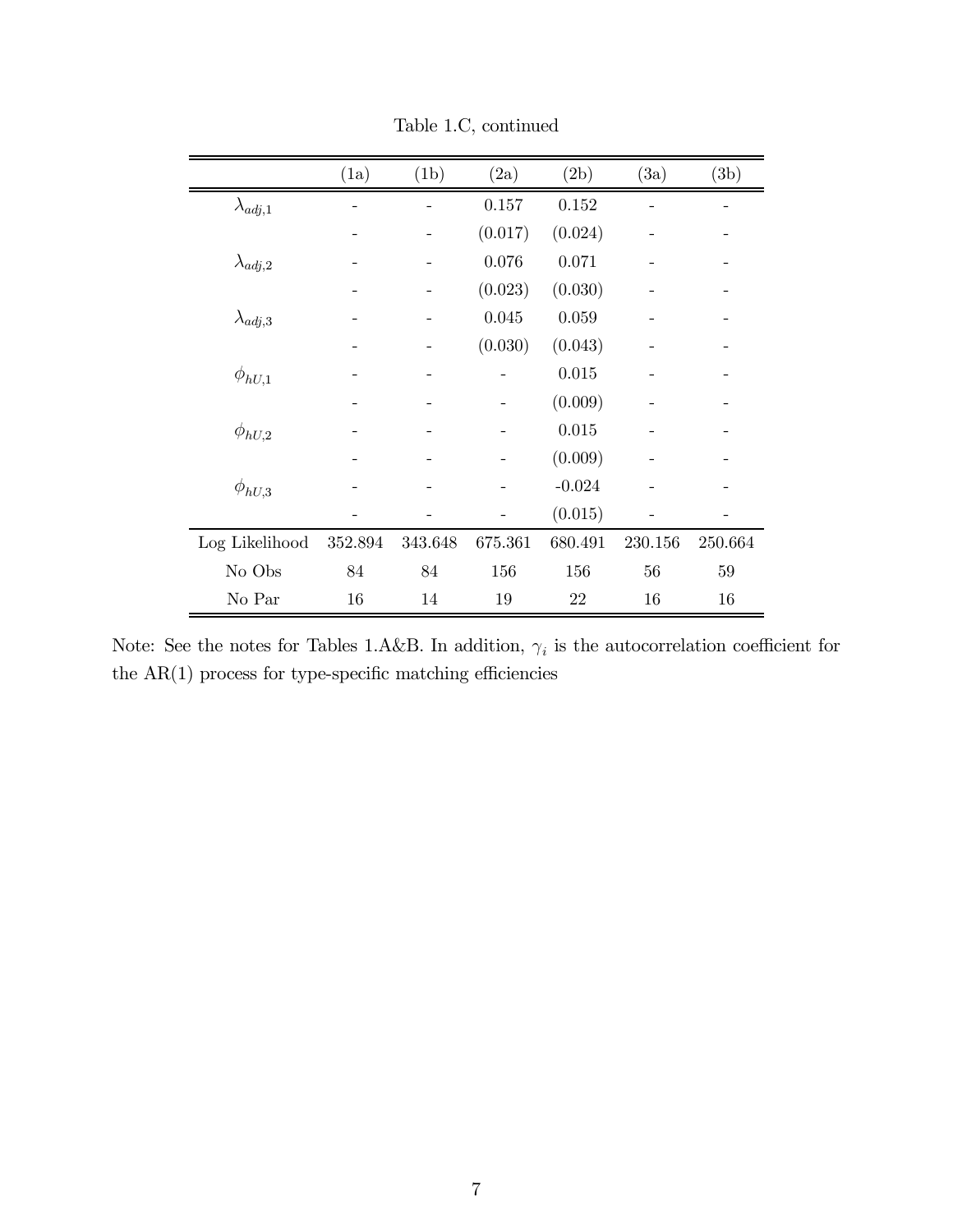Table 1.C, continued

| | (1a) | (1b) | (2a) | (2b) | (3a) | (3b) |
|---|---|---|---|---|---|---|
| $\lambda_{adj,1}$ | - | - | 0.157 | 0.152 | - | - |
| | - | - | (0.017) | (0.024) | - | - |
| $\lambda_{adj,2}$ | - | - | 0.076 | 0.071 | - | - |
| | - | - | (0.023) | (0.030) | - | - |
| $\lambda_{adj,3}$ | - | - | 0.045 | 0.059 | - | - |
| | - | - | (0.030) | (0.043) | - | - |
| $\phi_{hU,1}$ | - | - | - | 0.015 | - | - |
| | - | - | - | (0.009) | - | - |
| $\phi_{hU,2}$ | - | - | - | 0.015 | - | - |
| | - | - | - | (0.009) | - | - |
| $\phi_{hU,3}$ | - | - | - | -0.024 | - | - |
| | - | - | - | (0.015) | - | - |
| Log Likelihood | 352.894 | 343.648 | 675.361 | 680.491 | 230.156 | 250.664 |
| No Obs | 84 | 84 | 156 | 156 | 56 | 59 |
| No Par | 16 | 14 | 19 | 22 | 16 | 16 |

Note: See the notes for Tables 1.A&B. In addition, $\gamma_i$ is the autocorrelation coefficient for the AR(1) process for type-specific matching efficiencies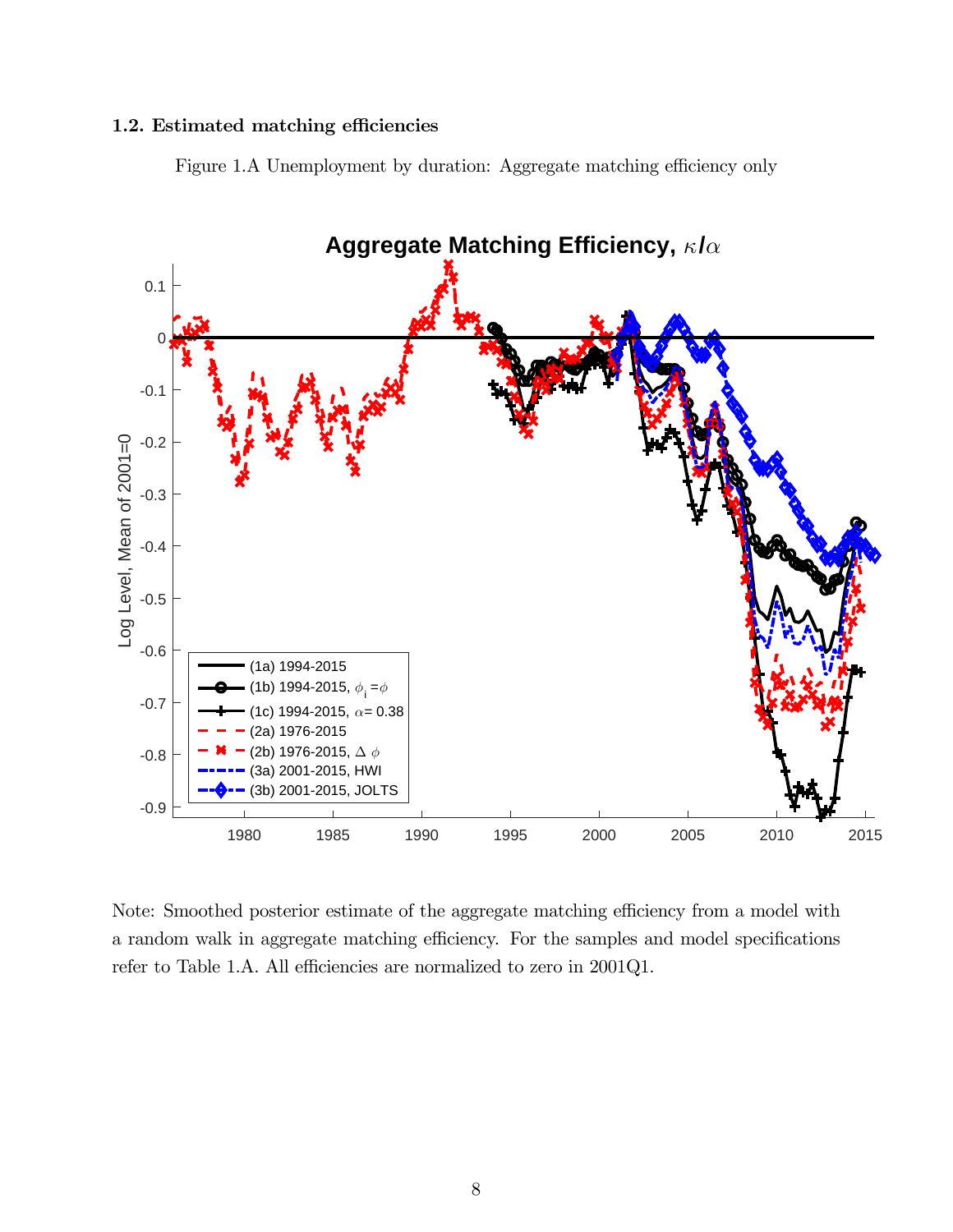### 1.2. Estimated matching efficiencies

Figure 1.A Unemployment by duration: Aggregate matching efficiency only

Note: Smoothed posterior estimate of the aggregate matching efficiency from a model with a random walk in aggregate matching efficiency. For the samples and model specifications refer to Table 1.A. All efficiencies are normalized to zero in 2001Q1.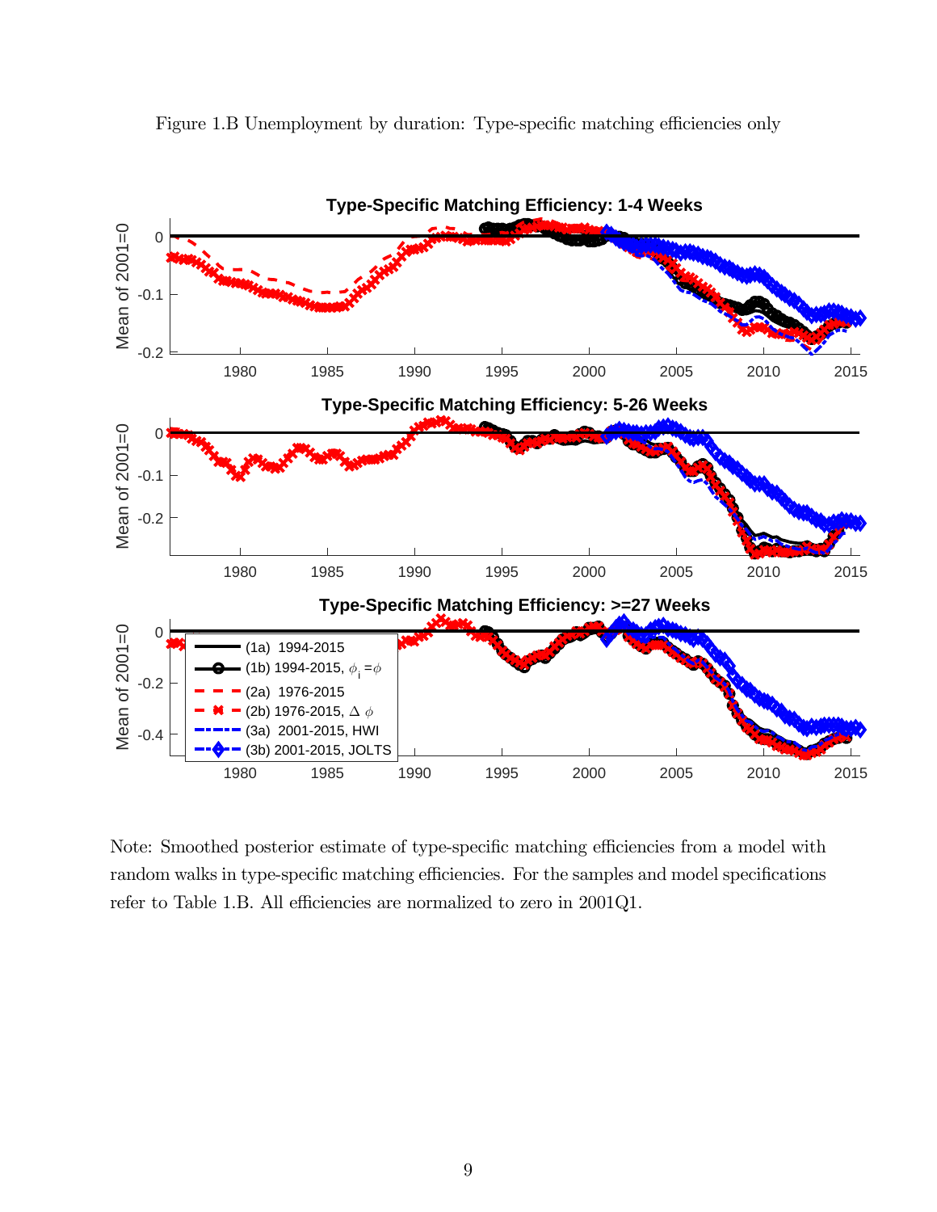Figure 1.B Unemployment by duration: Type-specific matching efficiencies only

Note: Smoothed posterior estimate of type-specific matching efficiencies from a model with random walks in type-specific matching efficiencies. For the samples and model specifications refer to Table 1.B. All efficiencies are normalized to zero in 2001Q1.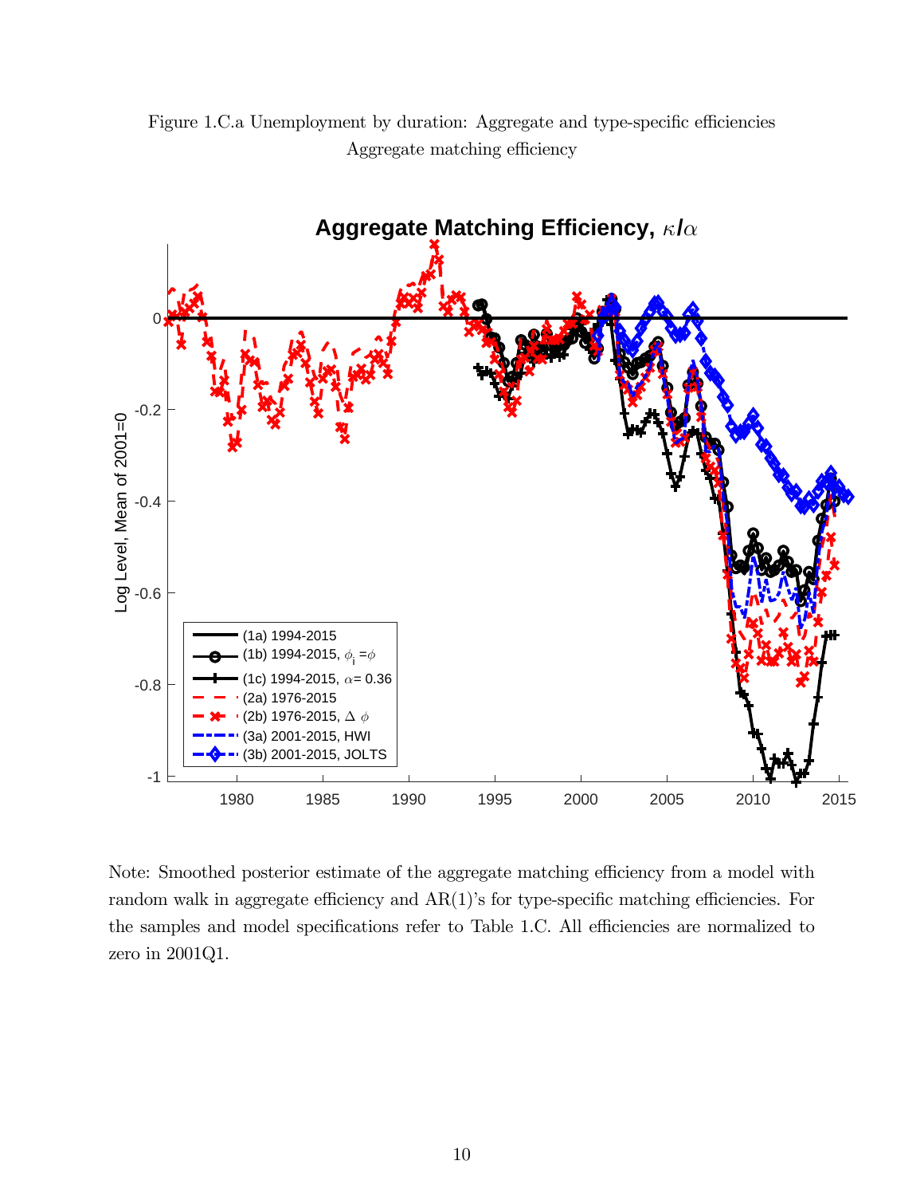Figure 1.C.a Unemployment by duration: Aggregate and type-specific efficiencies
Aggregate matching efficiency

Note: Smoothed posterior estimate of the aggregate matching efficiency from a model with random walk in aggregate efficiency and AR(1)'s for type-specific matching efficiencies. For the samples and model specifications refer to Table 1.C. All efficiencies are normalized to zero in 2001Q1.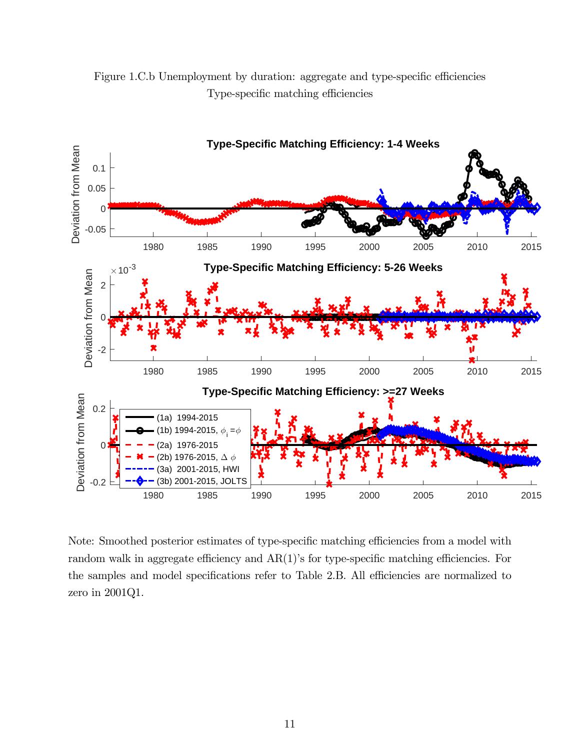Figure 1.C.b Unemployment by duration: aggregate and type-specific efficiencies

Type-specific matching efficiencies

Note: Smoothed posterior estimates of type-specific matching efficiencies from a model with random walk in aggregate efficiency and AR(1)'s for type-specific matching efficiencies. For the samples and model specifications refer to Table 2.B. All efficiencies are normalized to zero in 2001Q1.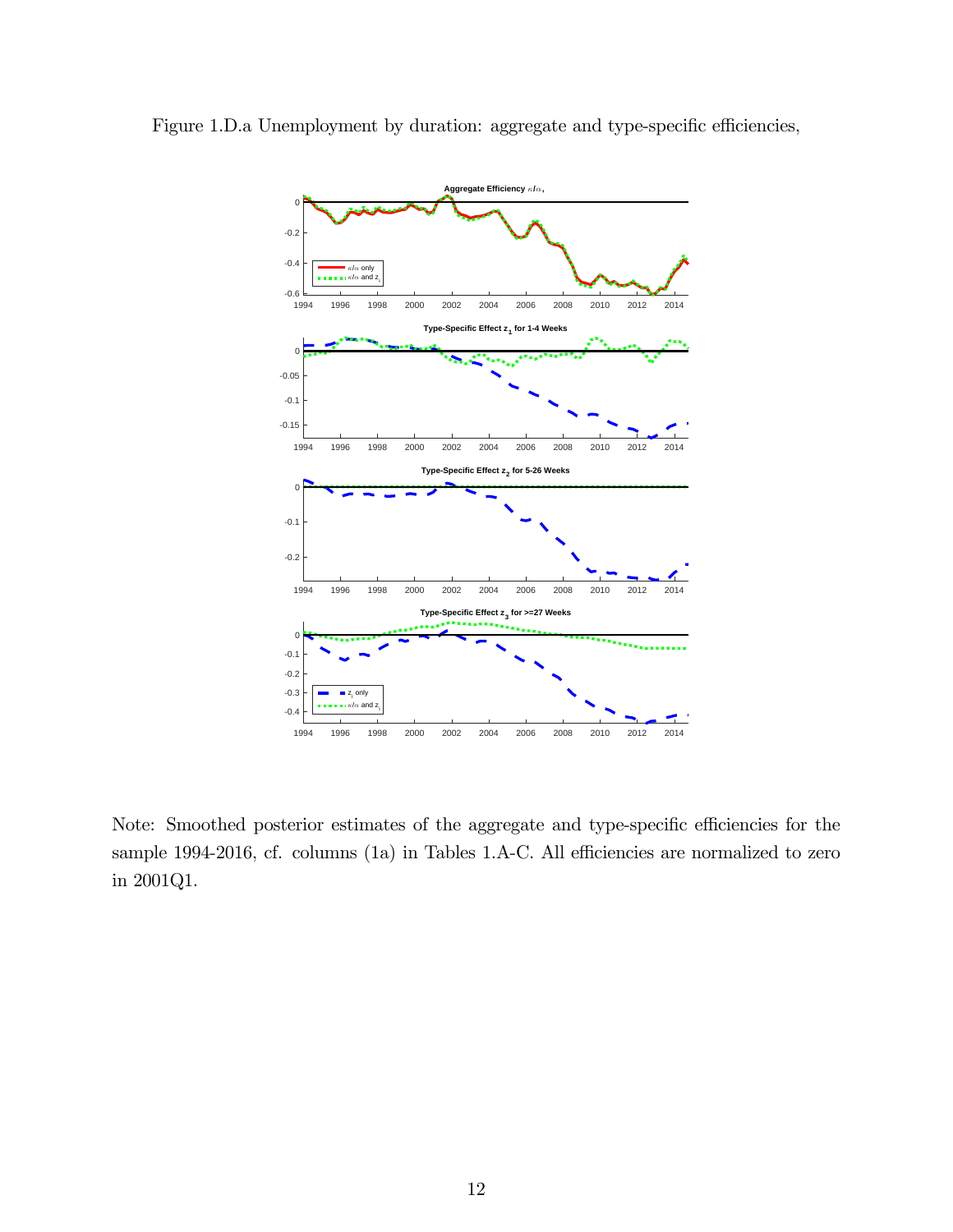Figure 1.D.a Unemployment by duration: aggregate and type-specific efficiencies,

Note: Smoothed posterior estimates of the aggregate and type-specific efficiencies for the sample 1994-2016, cf. columns (1a) in Tables 1.A-C. All efficiencies are normalized to zero in 2001Q1.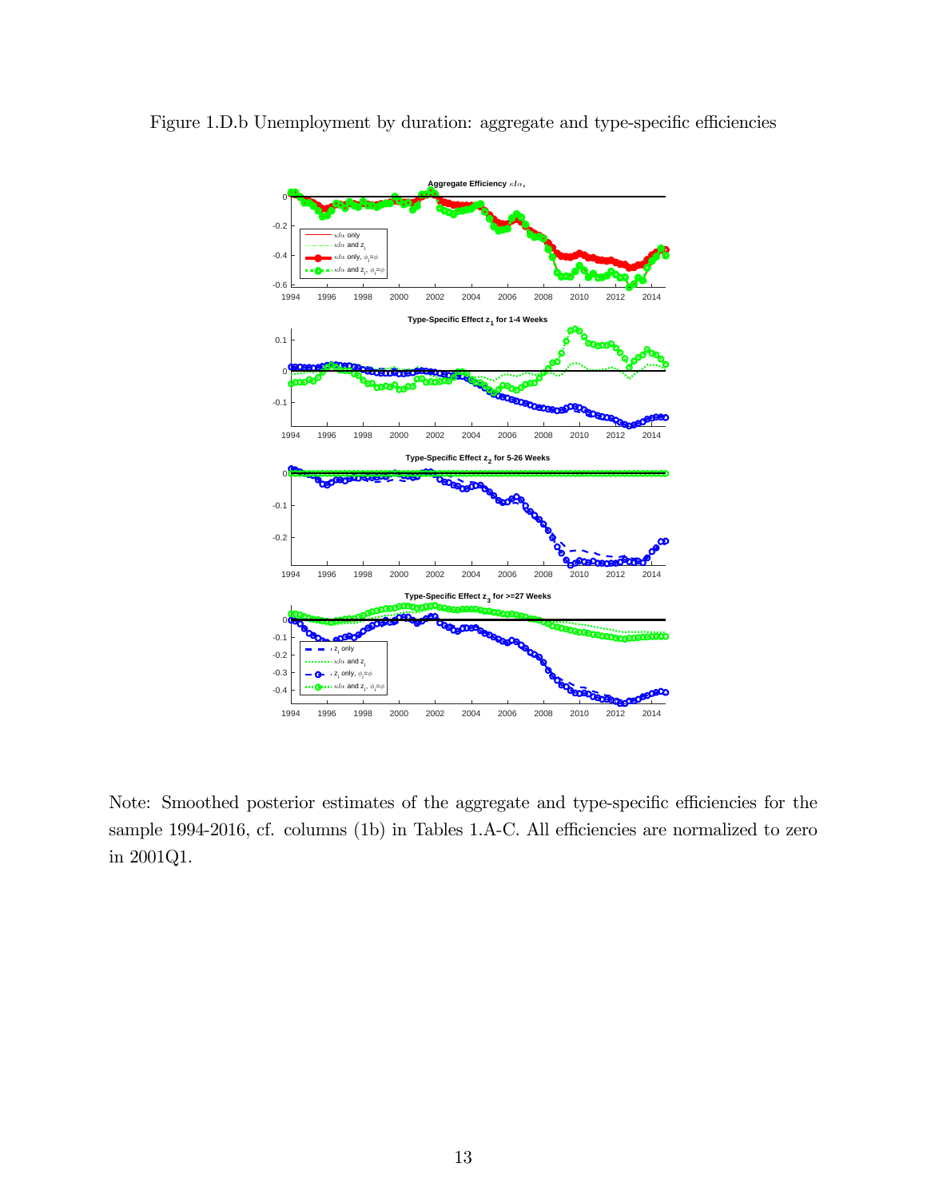Figure 1.D.b Unemployment by duration: aggregate and type-specific efficiencies

Note: Smoothed posterior estimates of the aggregate and type-specific efficiencies for the sample 1994-2016, cf. columns (1b) in Tables 1.A-C. All efficiencies are normalized to zero in 2001Q1.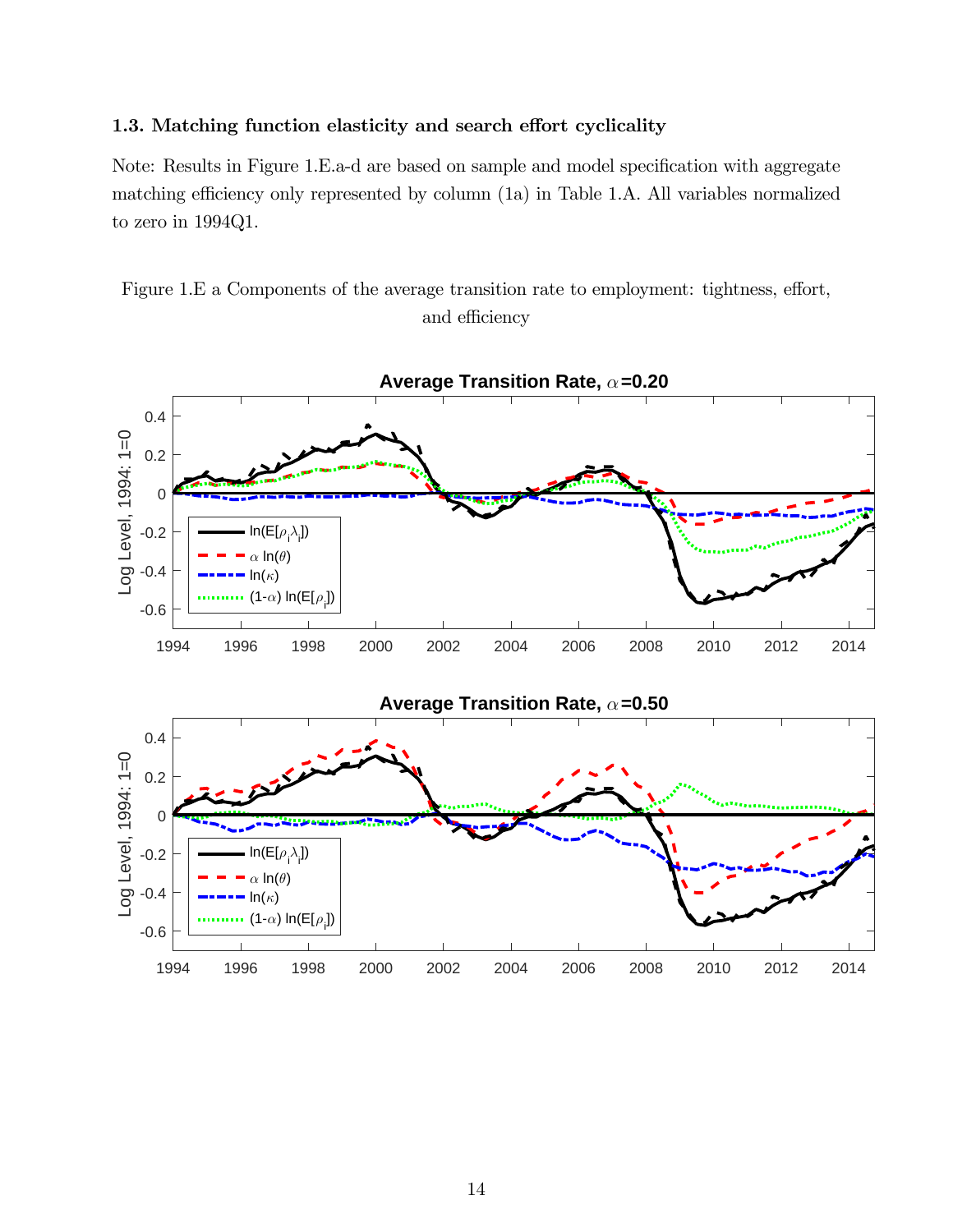### 1.3. Matching function elasticity and search effort cyclicality

Note: Results in Figure 1.E.a-d are based on sample and model specification with aggregate matching efficiency only represented by column (1a) in Table 1.A. All variables normalized to zero in 1994Q1.

Figure 1.E a Components of the average transition rate to employment: tightness, effort, and efficiency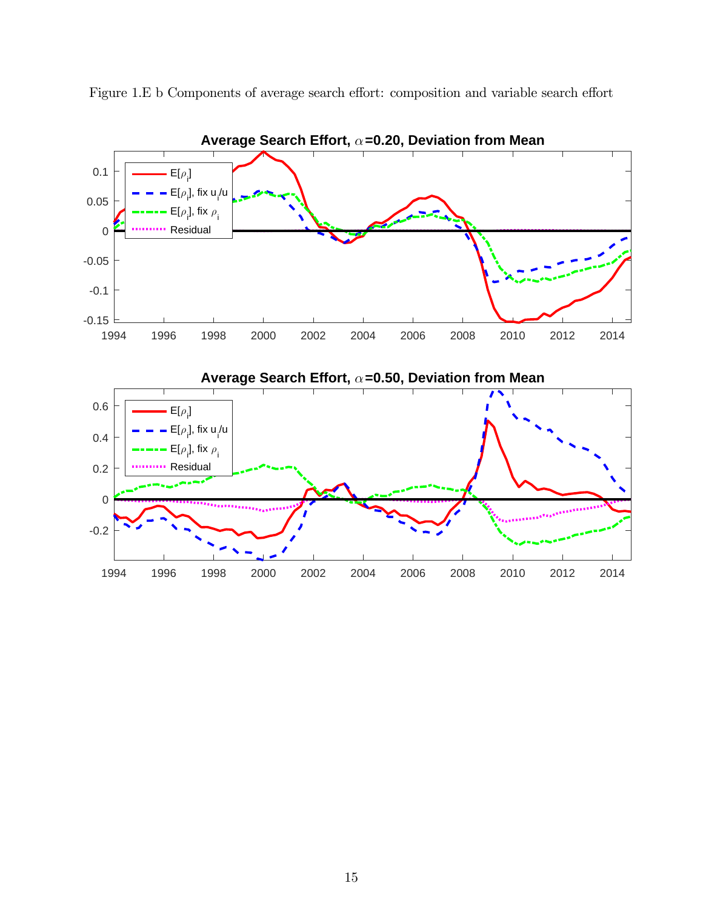Figure 1.E b Components of average search effort: composition and variable search effort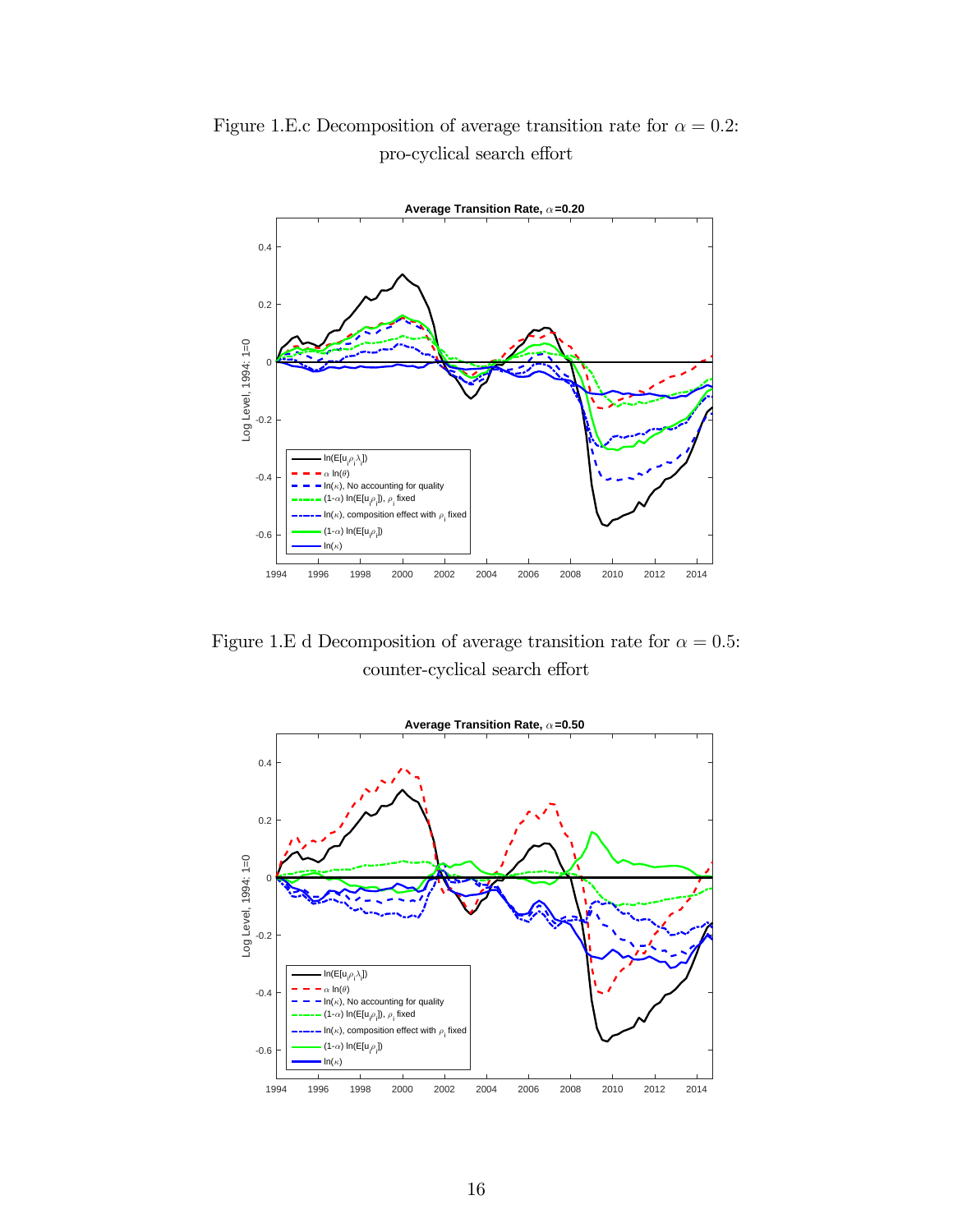Figure 1.E.c Decomposition of average transition rate for $\alpha = 0.2$: pro-cyclical search effort

Figure 1.E d Decomposition of average transition rate for $\alpha = 0.5$: counter-cyclical search effort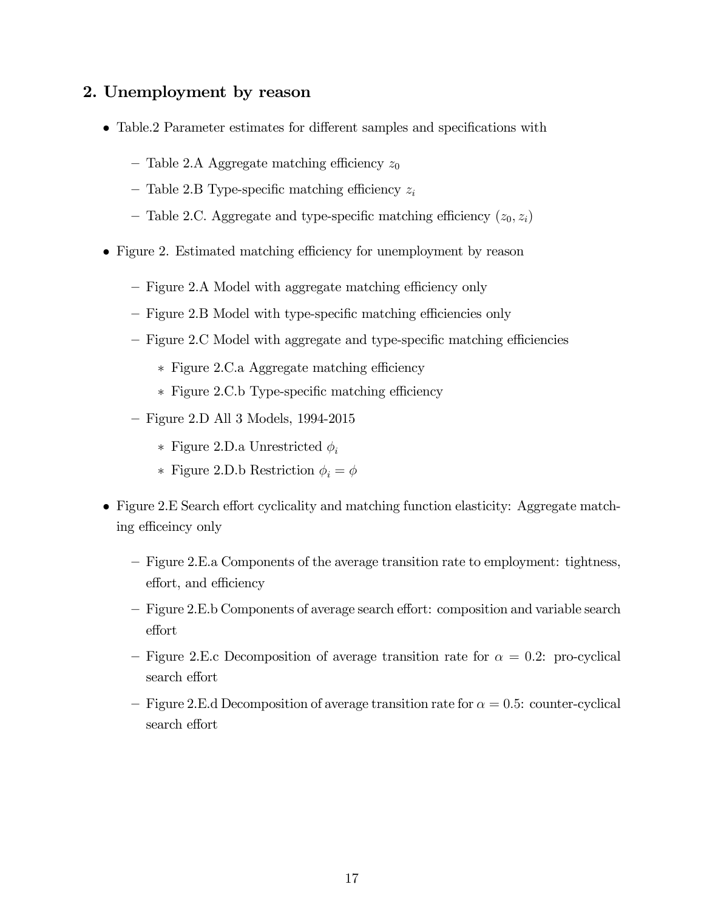## 2. Unemployment by reason

- Table.2 Parameter estimates for different samples and specifications with
  - Table 2.A Aggregate matching efficiency $z_0$
  - Table 2.B Type-specific matching efficiency $z_i$
  - Table 2.C. Aggregate and type-specific matching efficiency $(z_0, z_i)$
- Figure 2. Estimated matching efficiency for unemployment by reason
  - Figure 2.A Model with aggregate matching efficiency only
  - Figure 2.B Model with type-specific matching efficiencies only
  - Figure 2.C Model with aggregate and type-specific matching efficiencies
    - Figure 2.C.a Aggregate matching efficiency
    - Figure 2.C.b Type-specific matching efficiency
  - Figure 2.D All 3 Models, 1994-2015
    - Figure 2.D.a Unrestricted $\phi_i$
    - Figure 2.D.b Restriction $\phi_i = \phi$
- Figure 2.E Search effort cyclicality and matching function elasticity: Aggregate matching efficeincy only
  - Figure 2.E.a Components of the average transition rate to employment: tightness, effort, and efficiency
  - Figure 2.E.b Components of average search effort: composition and variable search effort
  - Figure 2.E.c Decomposition of average transition rate for $\alpha = 0.2$: pro-cyclical search effort
  - Figure 2.E.d Decomposition of average transition rate for $\alpha = 0.5$: counter-cyclical search effort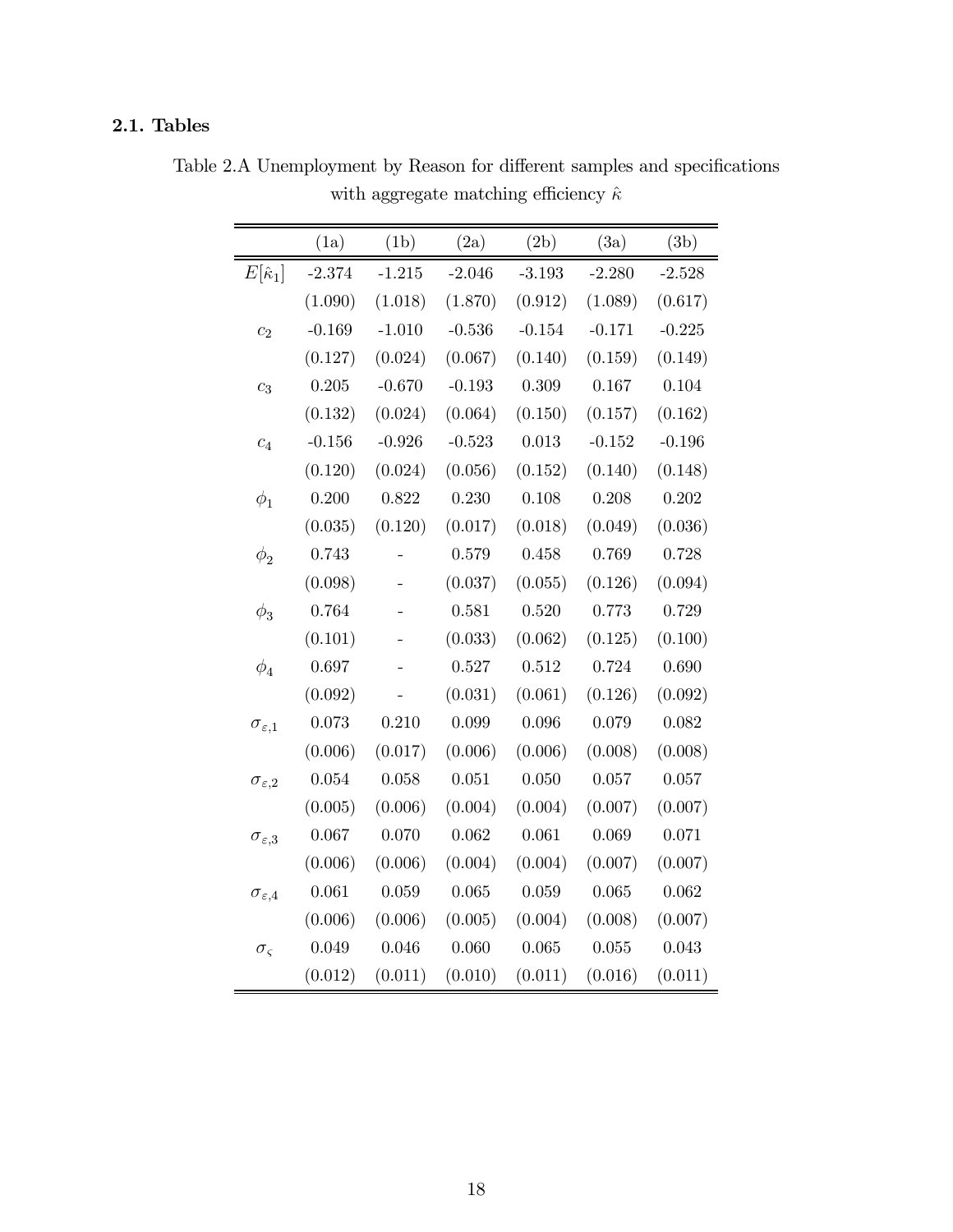### 2.1. Tables

Table 2.A Unemployment by Reason for different samples and specifications with aggregate matching efficiency $\hat{\kappa}$

| | (1a) | (1b) | (2a) | (2b) | (3a) | (3b) |
|---|---|---|---|---|---|---|
| $E[\hat{\kappa}_1]$ | -2.374 | -1.215 | -2.046 | -3.193 | -2.280 | -2.528 |
| | (1.090) | (1.018) | (1.870) | (0.912) | (1.089) | (0.617) |
| $c_2$ | -0.169 | -1.010 | -0.536 | -0.154 | -0.171 | -0.225 |
| | (0.127) | (0.024) | (0.067) | (0.140) | (0.159) | (0.149) |
| $c_3$ | 0.205 | -0.670 | -0.193 | 0.309 | 0.167 | 0.104 |
| | (0.132) | (0.024) | (0.064) | (0.150) | (0.157) | (0.162) |
| $c_4$ | -0.156 | -0.926 | -0.523 | 0.013 | -0.152 | -0.196 |
| | (0.120) | (0.024) | (0.056) | (0.152) | (0.140) | (0.148) |
| $\phi_1$ | 0.200 | 0.822 | 0.230 | 0.108 | 0.208 | 0.202 |
| | (0.035) | (0.120) | (0.017) | (0.018) | (0.049) | (0.036) |
| $\phi_2$ | 0.743 | - | 0.579 | 0.458 | 0.769 | 0.728 |
| | (0.098) | - | (0.037) | (0.055) | (0.126) | (0.094) |
| $\phi_3$ | 0.764 | - | 0.581 | 0.520 | 0.773 | 0.729 |
| | (0.101) | - | (0.033) | (0.062) | (0.125) | (0.100) |
| $\phi_4$ | 0.697 | - | 0.527 | 0.512 | 0.724 | 0.690 |
| | (0.092) | - | (0.031) | (0.061) | (0.126) | (0.092) |
| $\sigma_{\varepsilon,1}$ | 0.073 | 0.210 | 0.099 | 0.096 | 0.079 | 0.082 |
| | (0.006) | (0.017) | (0.006) | (0.006) | (0.008) | (0.008) |
| $\sigma_{\varepsilon,2}$ | 0.054 | 0.058 | 0.051 | 0.050 | 0.057 | 0.057 |
| | (0.005) | (0.006) | (0.004) | (0.004) | (0.007) | (0.007) |
| $\sigma_{\varepsilon,3}$ | 0.067 | 0.070 | 0.062 | 0.061 | 0.069 | 0.071 |
| | (0.006) | (0.006) | (0.004) | (0.004) | (0.007) | (0.007) |
| $\sigma_{\varepsilon,4}$ | 0.061 | 0.059 | 0.065 | 0.059 | 0.065 | 0.062 |
| | (0.006) | (0.006) | (0.005) | (0.004) | (0.008) | (0.007) |
| $\sigma_{\varsigma}$ | 0.049 | 0.046 | 0.060 | 0.065 | 0.055 | 0.043 |
| | (0.012) | (0.011) | (0.010) | (0.011) | (0.016) | (0.011) |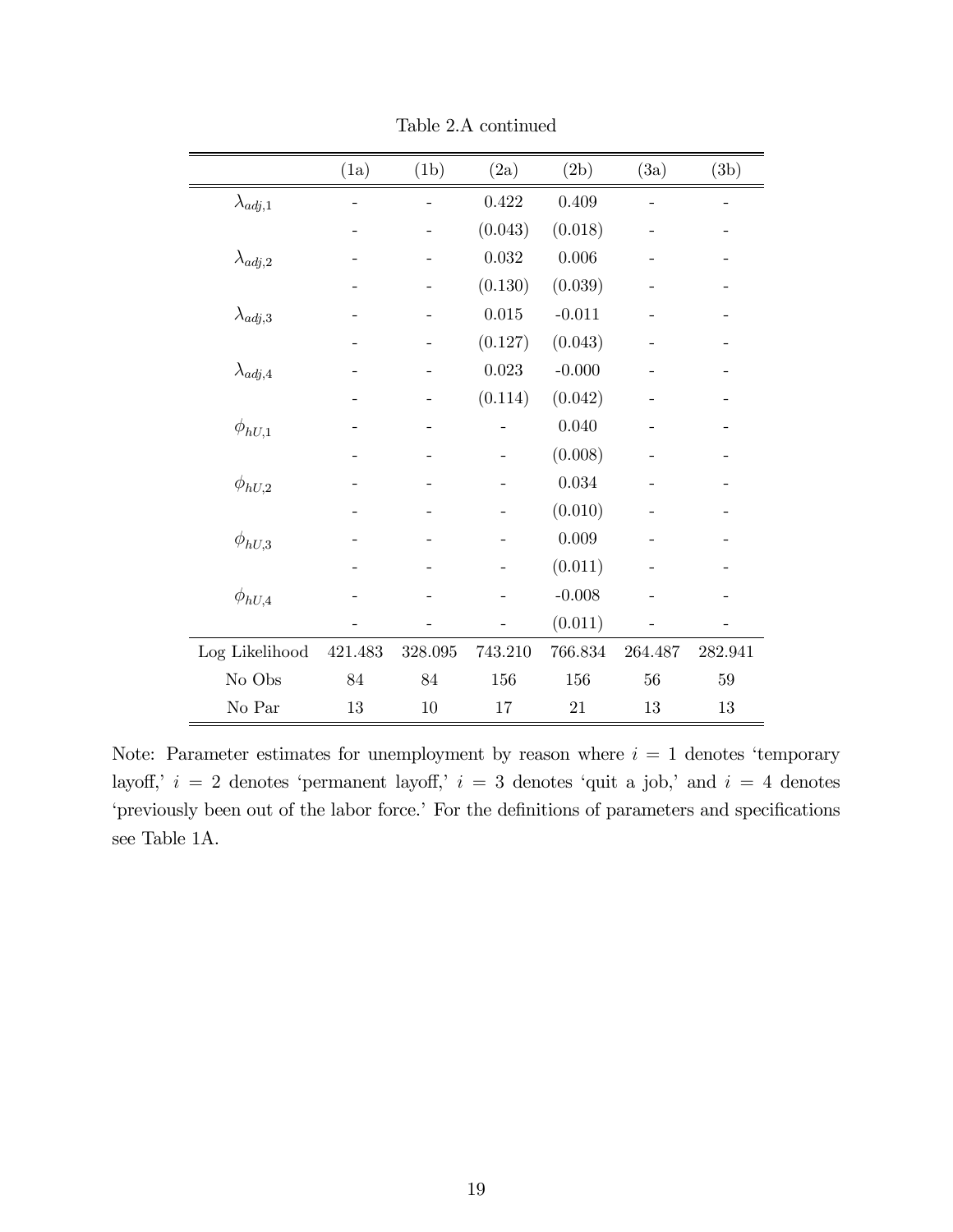Table 2.A continued

| | (1a) | (1b) | (2a) | (2b) | (3a) | (3b) |
|---|---|---|---|---|---|---|
| $\lambda_{adj,1}$ | - | - | 0.422 | 0.409 | - | - |
| | - | - | (0.043) | (0.018) | - | - |
| $\lambda_{adj,2}$ | - | - | 0.032 | 0.006 | - | - |
| | - | - | (0.130) | (0.039) | - | - |
| $\lambda_{adj,3}$ | - | - | 0.015 | -0.011 | - | - |
| | - | - | (0.127) | (0.043) | - | - |
| $\lambda_{adj,4}$ | - | - | 0.023 | -0.000 | - | - |
| | - | - | (0.114) | (0.042) | - | - |
| $\phi_{hU,1}$ | - | - | - | 0.040 | - | - |
| | - | - | - | (0.008) | - | - |
| $\phi_{hU,2}$ | - | - | - | 0.034 | - | - |
| | - | - | - | (0.010) | - | - |
| $\phi_{hU,3}$ | - | - | - | 0.009 | - | - |
| | - | - | - | (0.011) | - | - |
| $\phi_{hU,4}$ | - | - | - | -0.008 | - | - |
| | - | - | - | (0.011) | - | - |
| Log Likelihood | 421.483 | 328.095 | 743.210 | 766.834 | 264.487 | 282.941 |
| No Obs | 84 | 84 | 156 | 156 | 56 | 59 |
| No Par | 13 | 10 | 17 | 21 | 13 | 13 |

Note: Parameter estimates for unemployment by reason where $i = 1$ denotes 'temporary layoff,' $i = 2$ denotes 'permanent layoff,' $i = 3$ denotes 'quit a job,' and $i = 4$ denotes 'previously been out of the labor force.' For the definitions of parameters and specifications see Table 1A.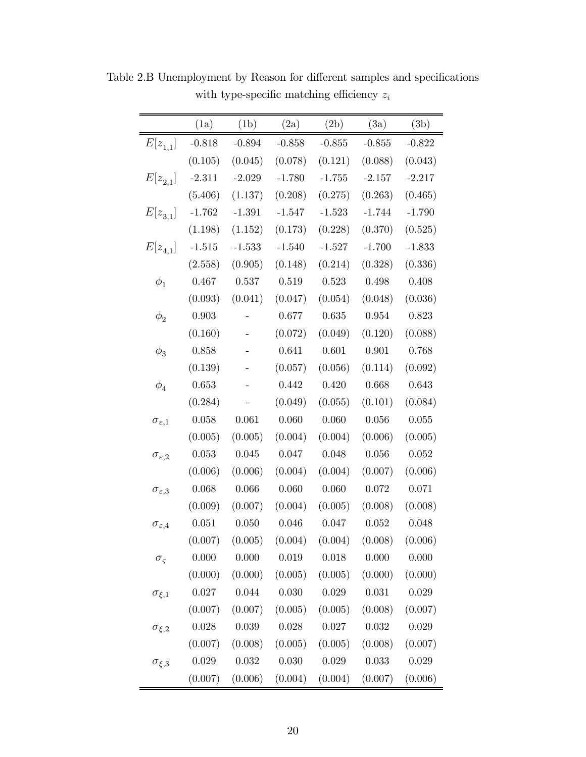Table 2.B Unemployment by Reason for different samples and specifications with type-specific matching efficiency $z_i$

| | (1a) | (1b) | (2a) | (2b) | (3a) | (3b) |
|---|---|---|---|---|---|---|
| $E[z_{1,1}]$ | -0.818 | -0.894 | -0.858 | -0.855 | -0.855 | -0.822 |
| | (0.105) | (0.045) | (0.078) | (0.121) | (0.088) | (0.043) |
| $E[z_{2,1}]$ | -2.311 | -2.029 | -1.780 | -1.755 | -2.157 | -2.217 |
| | (5.406) | (1.137) | (0.208) | (0.275) | (0.263) | (0.465) |
| $E[z_{3,1}]$ | -1.762 | -1.391 | -1.547 | -1.523 | -1.744 | -1.790 |
| | (1.198) | (1.152) | (0.173) | (0.228) | (0.370) | (0.525) |
| $E[z_{4,1}]$ | -1.515 | -1.533 | -1.540 | -1.527 | -1.700 | -1.833 |
| | (2.558) | (0.905) | (0.148) | (0.214) | (0.328) | (0.336) |
| $\phi_1$ | 0.467 | 0.537 | 0.519 | 0.523 | 0.498 | 0.408 |
| | (0.093) | (0.041) | (0.047) | (0.054) | (0.048) | (0.036) |
| $\phi_2$ | 0.903 | - | 0.677 | 0.635 | 0.954 | 0.823 |
| | (0.160) | - | (0.072) | (0.049) | (0.120) | (0.088) |
| $\phi_3$ | 0.858 | - | 0.641 | 0.601 | 0.901 | 0.768 |
| | (0.139) | - | (0.057) | (0.056) | (0.114) | (0.092) |
| $\phi_4$ | 0.653 | - | 0.442 | 0.420 | 0.668 | 0.643 |
| | (0.284) | - | (0.049) | (0.055) | (0.101) | (0.084) |
| $\sigma_{\varepsilon,1}$ | 0.058 | 0.061 | 0.060 | 0.060 | 0.056 | 0.055 |
| | (0.005) | (0.005) | (0.004) | (0.004) | (0.006) | (0.005) |
| $\sigma_{\varepsilon,2}$ | 0.053 | 0.045 | 0.047 | 0.048 | 0.056 | 0.052 |
| | (0.006) | (0.006) | (0.004) | (0.004) | (0.007) | (0.006) |
| $\sigma_{\varepsilon,3}$ | 0.068 | 0.066 | 0.060 | 0.060 | 0.072 | 0.071 |
| | (0.009) | (0.007) | (0.004) | (0.005) | (0.008) | (0.008) |
| $\sigma_{\varepsilon,4}$ | 0.051 | 0.050 | 0.046 | 0.047 | 0.052 | 0.048 |
| | (0.007) | (0.005) | (0.004) | (0.004) | (0.008) | (0.006) |
| $\sigma_{\varsigma}$ | 0.000 | 0.000 | 0.019 | 0.018 | 0.000 | 0.000 |
| | (0.000) | (0.000) | (0.005) | (0.005) | (0.000) | (0.000) |
| $\sigma_{\xi,1}$ | 0.027 | 0.044 | 0.030 | 0.029 | 0.031 | 0.029 |
| | (0.007) | (0.007) | (0.005) | (0.005) | (0.008) | (0.007) |
| $\sigma_{\xi,2}$ | 0.028 | 0.039 | 0.028 | 0.027 | 0.032 | 0.029 |
| | (0.007) | (0.008) | (0.005) | (0.005) | (0.008) | (0.007) |
| $\sigma_{\xi,3}$ | 0.029 | 0.032 | 0.030 | 0.029 | 0.033 | 0.029 |
| | (0.007) | (0.006) | (0.004) | (0.004) | (0.007) | (0.006) |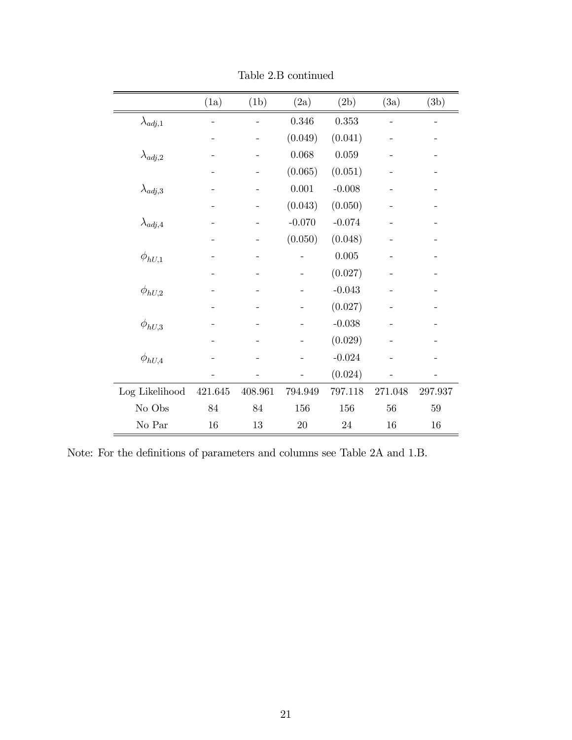Table 2.B continued

| | (1a) | (1b) | (2a) | (2b) | (3a) | (3b) |
|---|---|---|---|---|---|---|
| $\lambda_{adj,1}$ | - | - | 0.346 | 0.353 | - | - |
| | - | - | (0.049) | (0.041) | - | - |
| $\lambda_{adj,2}$ | - | - | 0.068 | 0.059 | - | - |
| | - | - | (0.065) | (0.051) | - | - |
| $\lambda_{adj,3}$ | - | - | 0.001 | -0.008 | - | - |
| | - | - | (0.043) | (0.050) | - | - |
| $\lambda_{adj,4}$ | - | - | -0.070 | -0.074 | - | - |
| | - | - | (0.050) | (0.048) | - | - |
| $\phi_{hU,1}$ | - | - | - | 0.005 | - | - |
| | - | - | - | (0.027) | - | - |
| $\phi_{hU,2}$ | - | - | - | -0.043 | - | - |
| | - | - | - | (0.027) | - | - |
| $\phi_{hU,3}$ | - | - | - | -0.038 | - | - |
| | - | - | - | (0.029) | - | - |
| $\phi_{hU,4}$ | - | - | - | -0.024 | - | - |
| | - | - | - | (0.024) | - | - |
| Log Likelihood | 421.645 | 408.961 | 794.949 | 797.118 | 271.048 | 297.937 |
| No Obs | 84 | 84 | 156 | 156 | 56 | 59 |
| No Par | 16 | 13 | 20 | 24 | 16 | 16 |

Note: For the definitions of parameters and columns see Table 2A and 1.B.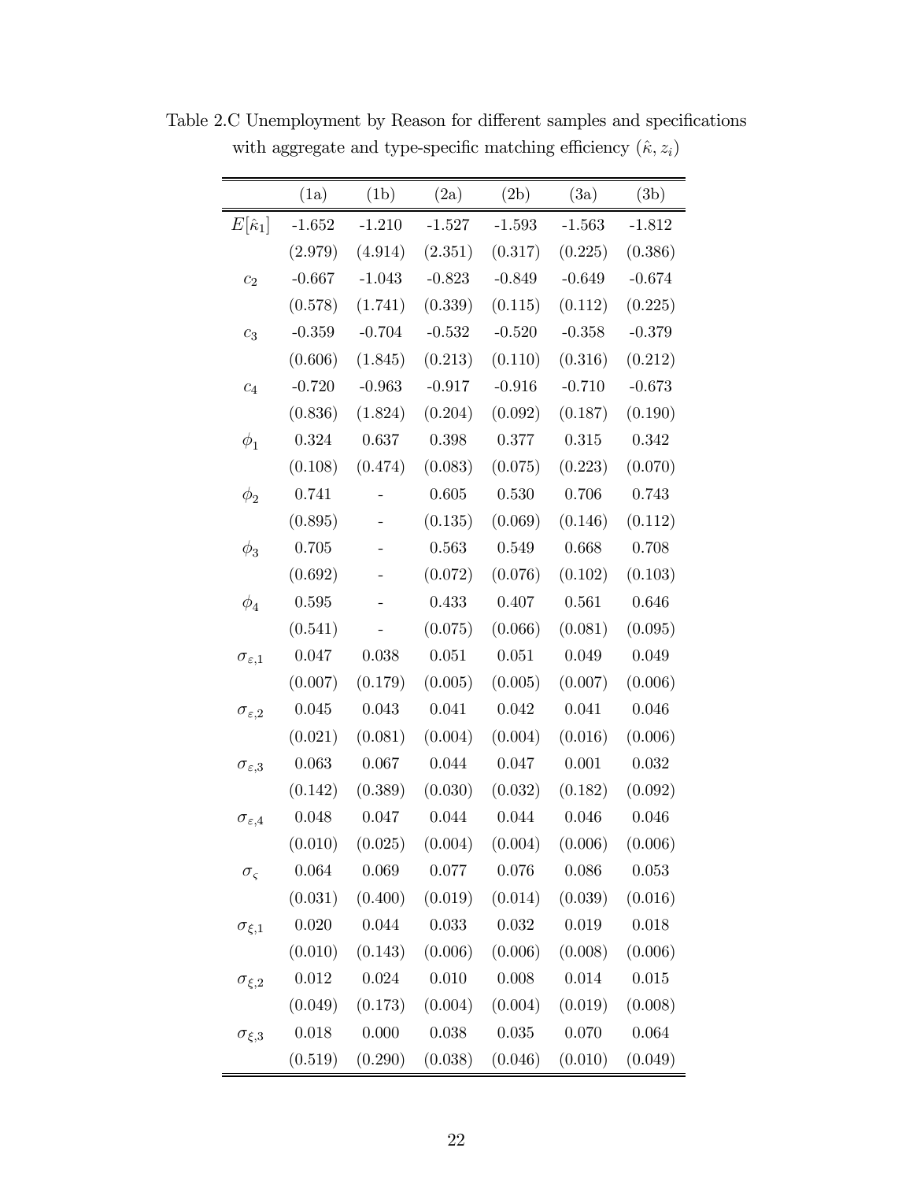Table 2.C Unemployment by Reason for different samples and specifications with aggregate and type-specific matching efficiency ($\hat{\kappa}, z_i$)

| | (1a) | (1b) | (2a) | (2b) | (3a) | (3b) |
|---|---|---|---|---|---|---|
| $E[\hat{\kappa}_1]$ | -1.652 | -1.210 | -1.527 | -1.593 | -1.563 | -1.812 |
| | (2.979) | (4.914) | (2.351) | (0.317) | (0.225) | (0.386) |
| $c_2$ | -0.667 | -1.043 | -0.823 | -0.849 | -0.649 | -0.674 |
| | (0.578) | (1.741) | (0.339) | (0.115) | (0.112) | (0.225) |
| $c_3$ | -0.359 | -0.704 | -0.532 | -0.520 | -0.358 | -0.379 |
| | (0.606) | (1.845) | (0.213) | (0.110) | (0.316) | (0.212) |
| $c_4$ | -0.720 | -0.963 | -0.917 | -0.916 | -0.710 | -0.673 |
| | (0.836) | (1.824) | (0.204) | (0.092) | (0.187) | (0.190) |
| $\phi_1$ | 0.324 | 0.637 | 0.398 | 0.377 | 0.315 | 0.342 |
| | (0.108) | (0.474) | (0.083) | (0.075) | (0.223) | (0.070) |
| $\phi_2$ | 0.741 | - | 0.605 | 0.530 | 0.706 | 0.743 |
| | (0.895) | - | (0.135) | (0.069) | (0.146) | (0.112) |
| $\phi_3$ | 0.705 | - | 0.563 | 0.549 | 0.668 | 0.708 |
| | (0.692) | - | (0.072) | (0.076) | (0.102) | (0.103) |
| $\phi_4$ | 0.595 | - | 0.433 | 0.407 | 0.561 | 0.646 |
| | (0.541) | - | (0.075) | (0.066) | (0.081) | (0.095) |
| $\sigma_{\varepsilon,1}$ | 0.047 | 0.038 | 0.051 | 0.051 | 0.049 | 0.049 |
| | (0.007) | (0.179) | (0.005) | (0.005) | (0.007) | (0.006) |
| $\sigma_{\varepsilon,2}$ | 0.045 | 0.043 | 0.041 | 0.042 | 0.041 | 0.046 |
| | (0.021) | (0.081) | (0.004) | (0.004) | (0.016) | (0.006) |
| $\sigma_{\varepsilon,3}$ | 0.063 | 0.067 | 0.044 | 0.047 | 0.001 | 0.032 |
| | (0.142) | (0.389) | (0.030) | (0.032) | (0.182) | (0.092) |
| $\sigma_{\varepsilon,4}$ | 0.048 | 0.047 | 0.044 | 0.044 | 0.046 | 0.046 |
| | (0.010) | (0.025) | (0.004) | (0.004) | (0.006) | (0.006) |
| $\sigma_{\varsigma}$ | 0.064 | 0.069 | 0.077 | 0.076 | 0.086 | 0.053 |
| | (0.031) | (0.400) | (0.019) | (0.014) | (0.039) | (0.016) |
| $\sigma_{\xi,1}$ | 0.020 | 0.044 | 0.033 | 0.032 | 0.019 | 0.018 |
| | (0.010) | (0.143) | (0.006) | (0.006) | (0.008) | (0.006) |
| $\sigma_{\xi,2}$ | 0.012 | 0.024 | 0.010 | 0.008 | 0.014 | 0.015 |
| | (0.049) | (0.173) | (0.004) | (0.004) | (0.019) | (0.008) |
| $\sigma_{\xi,3}$ | 0.018 | 0.000 | 0.038 | 0.035 | 0.070 | 0.064 |
| | (0.519) | (0.290) | (0.038) | (0.046) | (0.010) | (0.049) |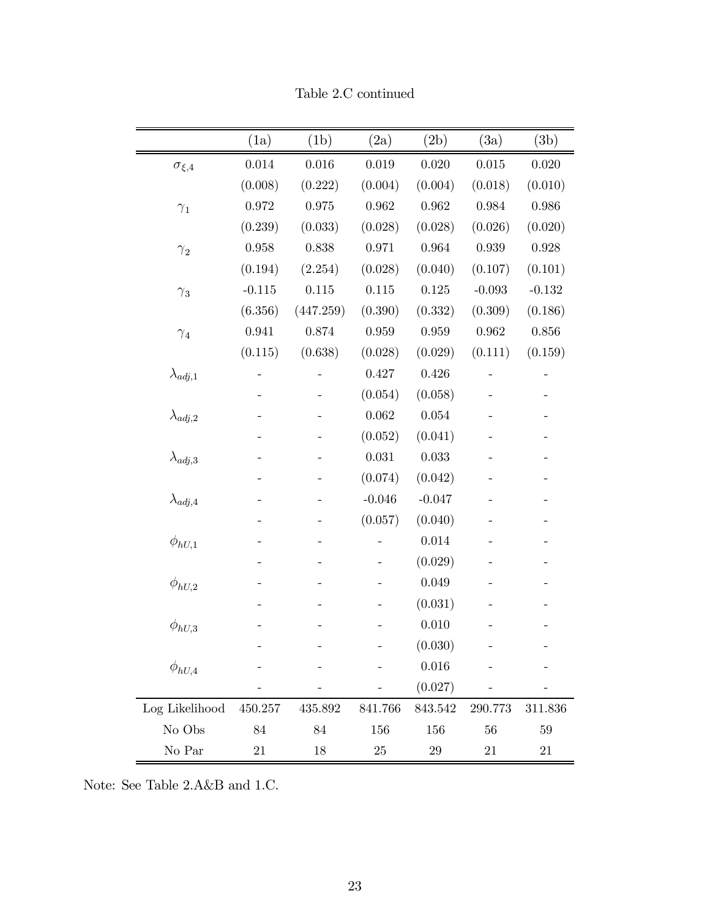Table 2.C continued

| | (1a) | (1b) | (2a) | (2b) | (3a) | (3b) |
|---|---|---|---|---|---|---|
| $\sigma_{\xi,4}$ | 0.014 | 0.016 | 0.019 | 0.020 | 0.015 | 0.020 |
| | (0.008) | (0.222) | (0.004) | (0.004) | (0.018) | (0.010) |
| $\gamma_1$ | 0.972 | 0.975 | 0.962 | 0.962 | 0.984 | 0.986 |
| | (0.239) | (0.033) | (0.028) | (0.028) | (0.026) | (0.020) |
| $\gamma_2$ | 0.958 | 0.838 | 0.971 | 0.964 | 0.939 | 0.928 |
| | (0.194) | (2.254) | (0.028) | (0.040) | (0.107) | (0.101) |
| $\gamma_3$ | -0.115 | 0.115 | 0.115 | 0.125 | -0.093 | -0.132 |
| | (6.356) | (447.259) | (0.390) | (0.332) | (0.309) | (0.186) |
| $\gamma_4$ | 0.941 | 0.874 | 0.959 | 0.959 | 0.962 | 0.856 |
| | (0.115) | (0.638) | (0.028) | (0.029) | (0.111) | (0.159) |
| $\lambda_{adj,1}$ | - | - | 0.427 | 0.426 | - | - |
| | - | - | (0.054) | (0.058) | - | - |
| $\lambda_{adj,2}$ | - | - | 0.062 | 0.054 | - | - |
| | - | - | (0.052) | (0.041) | - | - |
| $\lambda_{adj,3}$ | - | - | 0.031 | 0.033 | - | - |
| | - | - | (0.074) | (0.042) | - | - |
| $\lambda_{adj,4}$ | - | - | -0.046 | -0.047 | - | - |
| | - | - | (0.057) | (0.040) | - | - |
| $\phi_{hU,1}$ | - | - | - | 0.014 | - | - |
| | - | - | - | (0.029) | - | - |
| $\phi_{hU,2}$ | - | - | - | 0.049 | - | - |
| | - | - | - | (0.031) | - | - |
| $\phi_{hU,3}$ | - | - | - | 0.010 | - | - |
| | - | - | - | (0.030) | - | - |
| $\phi_{hU,4}$ | - | - | - | 0.016 | - | - |
| | - | - | - | (0.027) | - | - |
| Log Likelihood | 450.257 | 435.892 | 841.766 | 843.542 | 290.773 | 311.836 |
| No Obs | 84 | 84 | 156 | 156 | 56 | 59 |
| No Par | 21 | 18 | 25 | 29 | 21 | 21 |

Note: See Table 2.A&B and 1.C.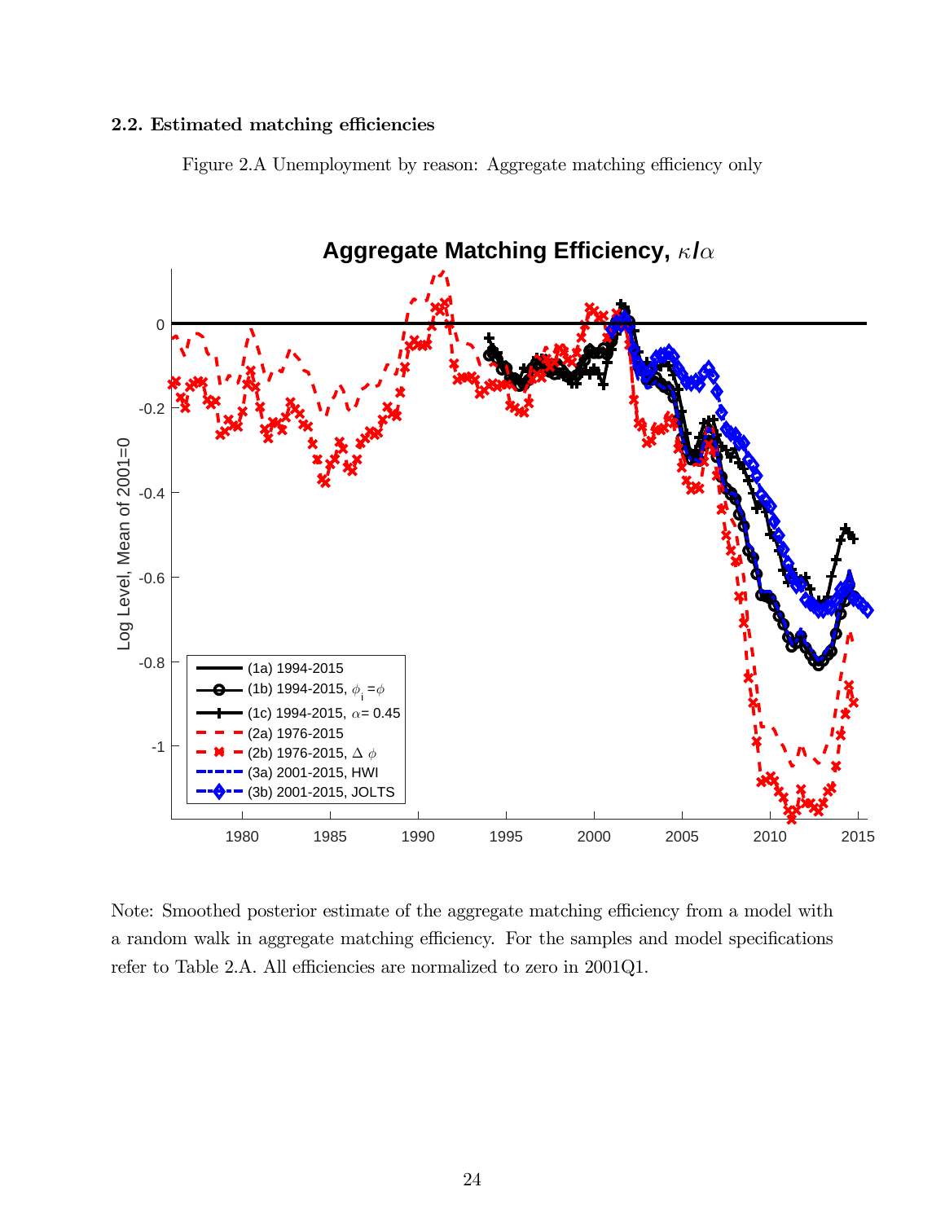### 2.2. Estimated matching efficiencies

Figure 2.A Unemployment by reason: Aggregate matching efficiency only

Note: Smoothed posterior estimate of the aggregate matching efficiency from a model with a random walk in aggregate matching efficiency. For the samples and model specifications refer to Table 2.A. All efficiencies are normalized to zero in 2001Q1.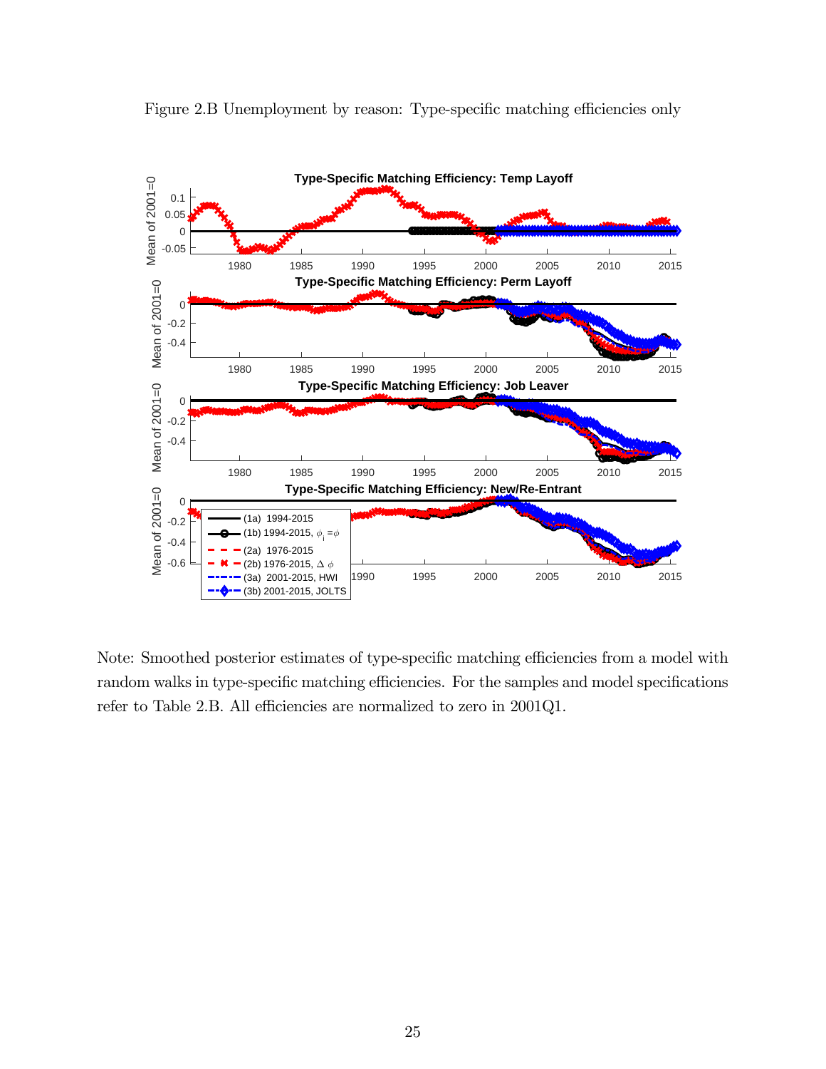Figure 2.B Unemployment by reason: Type-specific matching efficiencies only

Note: Smoothed posterior estimates of type-specific matching efficiencies from a model with random walks in type-specific matching efficiencies. For the samples and model specifications refer to Table 2.B. All efficiencies are normalized to zero in 2001Q1.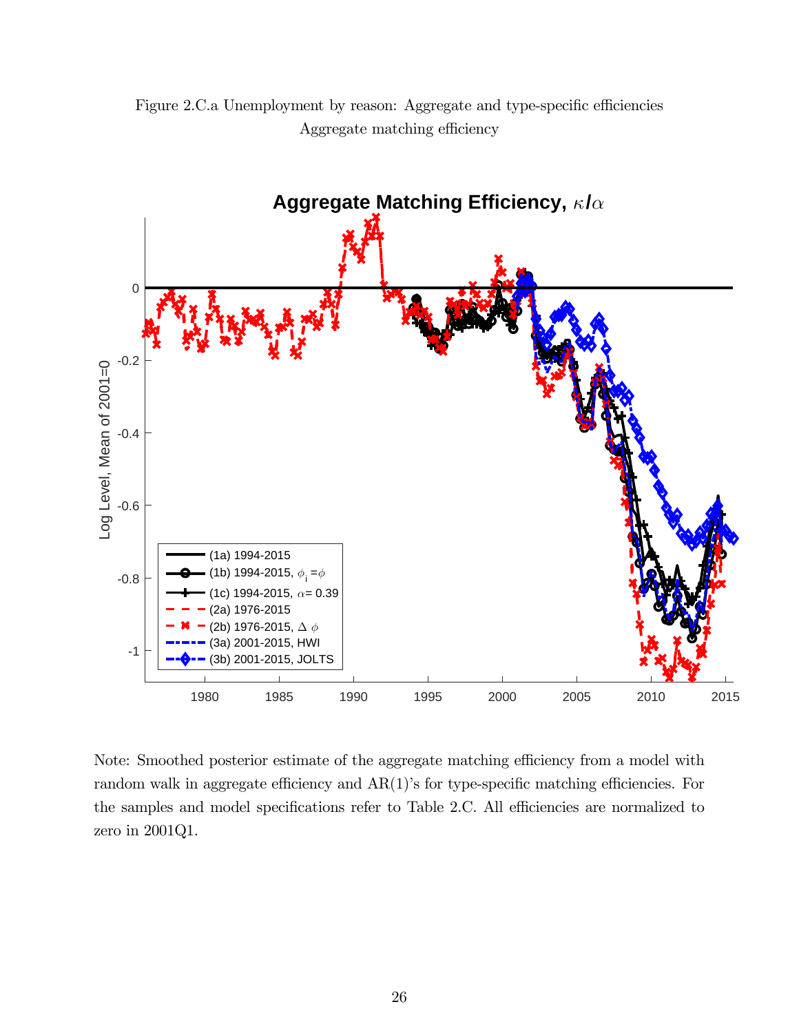Figure 2.C.a Unemployment by reason: Aggregate and type-specific efficiencies
Aggregate matching efficiency

Note: Smoothed posterior estimate of the aggregate matching efficiency from a model with random walk in aggregate efficiency and AR(1)'s for type-specific matching efficiencies. For the samples and model specifications refer to Table 2.C. All efficiencies are normalized to zero in 2001Q1.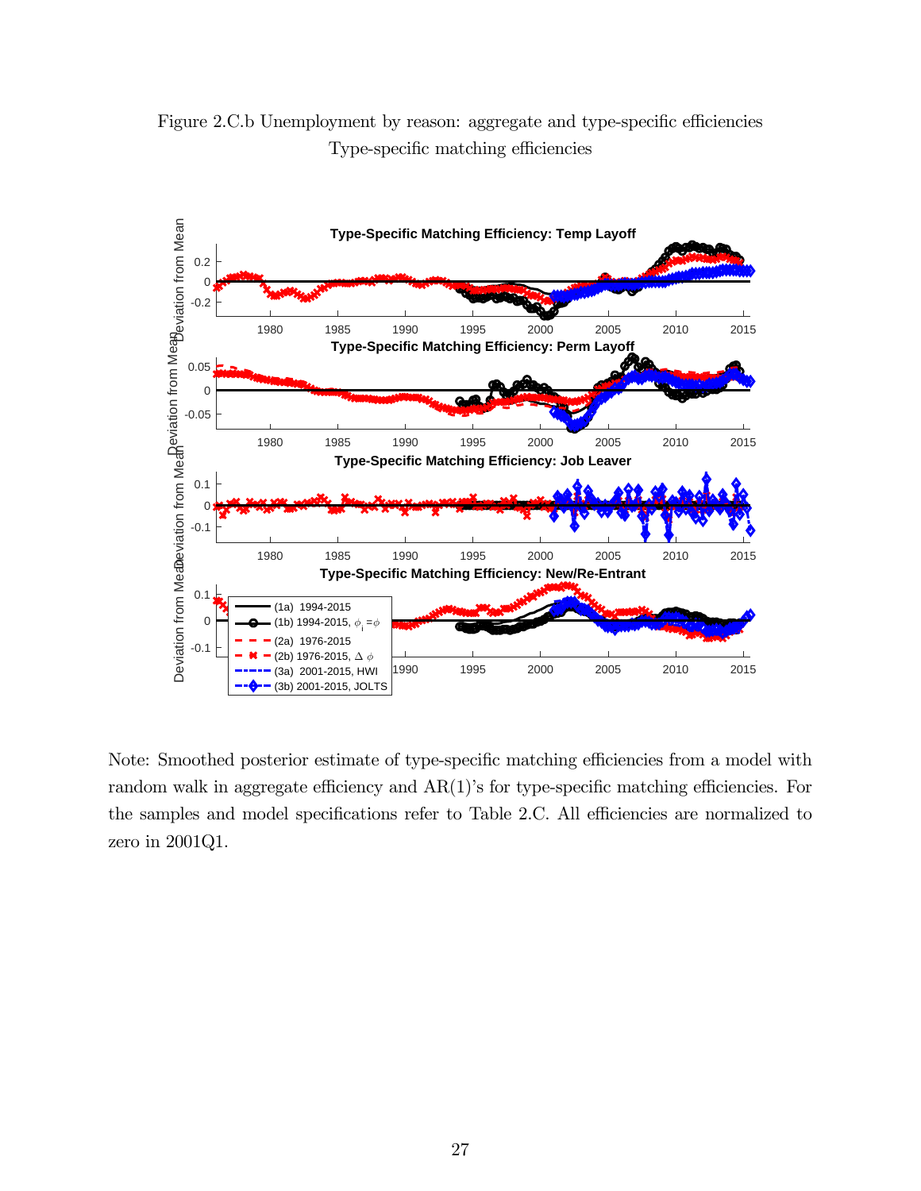Figure 2.C.b Unemployment by reason: aggregate and type-specific efficiencies
Type-specific matching efficiencies

Note: Smoothed posterior estimate of type-specific matching efficiencies from a model with random walk in aggregate efficiency and AR(1)'s for type-specific matching efficiencies. For the samples and model specifications refer to Table 2.C. All efficiencies are normalized to zero in 2001Q1.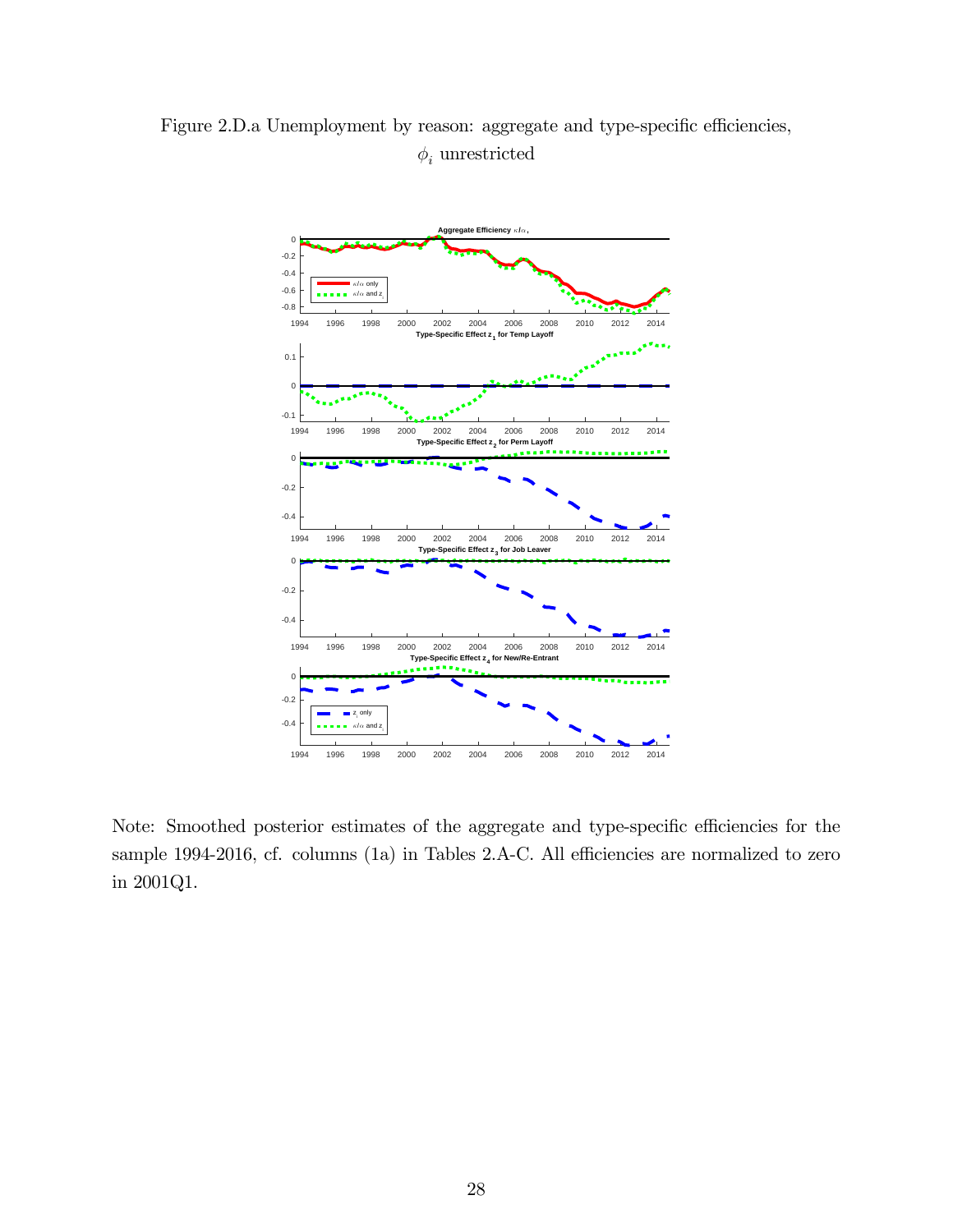Figure 2.D.a Unemployment by reason: aggregate and type-specific efficiencies, $\phi_i$ unrestricted

Note: Smoothed posterior estimates of the aggregate and type-specific efficiencies for the sample 1994-2016, cf. columns (1a) in Tables 2.A-C. All efficiencies are normalized to zero in 2001Q1.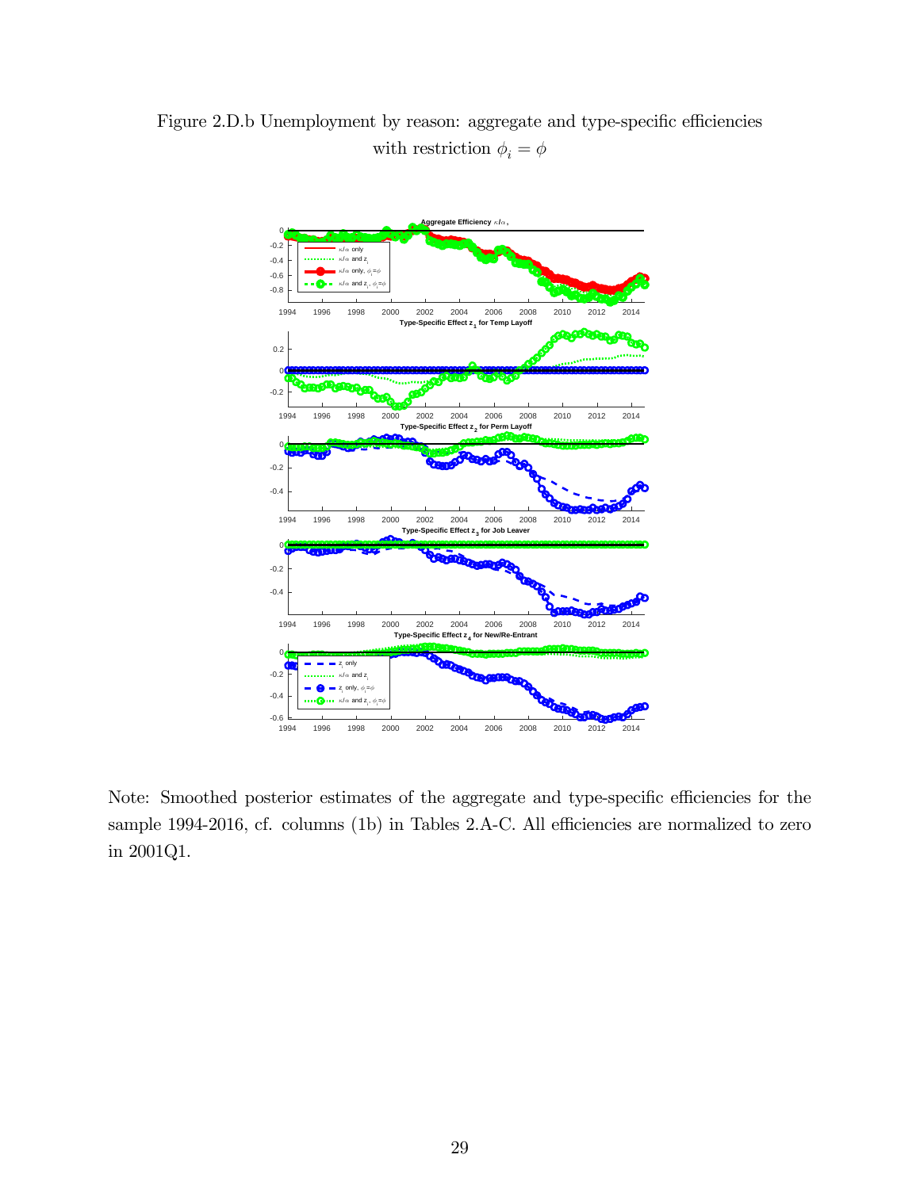Figure 2.D.b Unemployment by reason: aggregate and type-specific efficiencies with restriction $\phi_i = \phi$

Note: Smoothed posterior estimates of the aggregate and type-specific efficiencies for the sample 1994-2016, cf. columns (1b) in Tables 2.A-C. All efficiencies are normalized to zero in 2001Q1.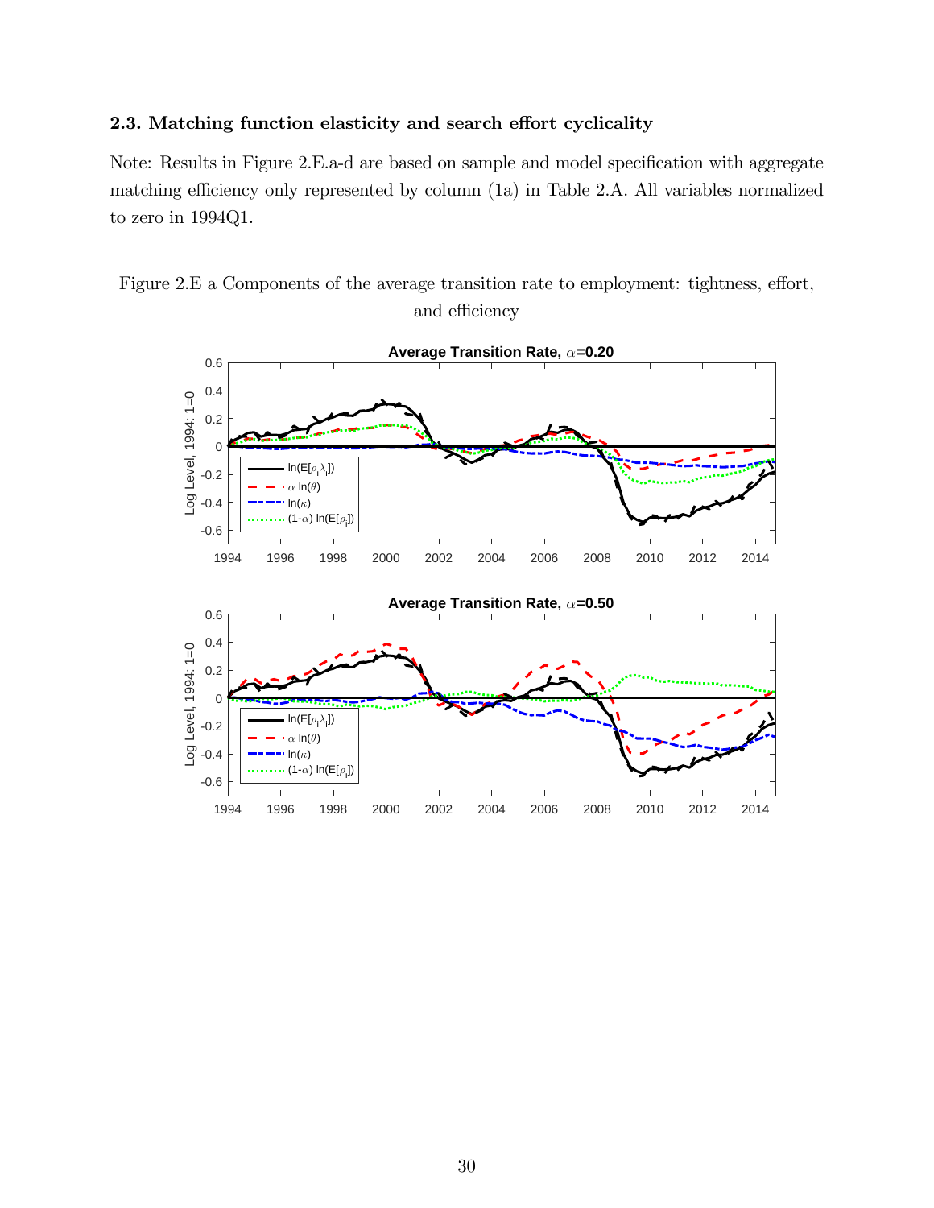### 2.3. Matching function elasticity and search effort cyclicality

Note: Results in Figure 2.E.a-d are based on sample and model specification with aggregate matching efficiency only represented by column (1a) in Table 2.A. All variables normalized to zero in 1994Q1.

Figure 2.E a Components of the average transition rate to employment: tightness, effort, and efficiency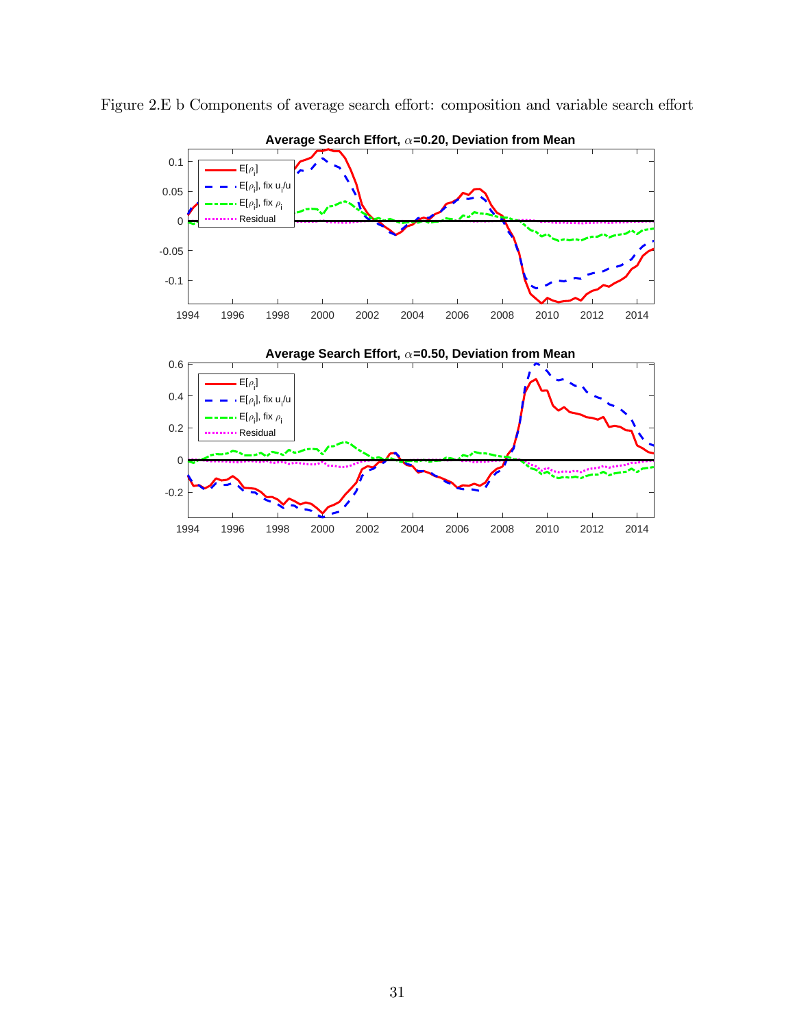Figure 2.E b Components of average search effort: composition and variable search effort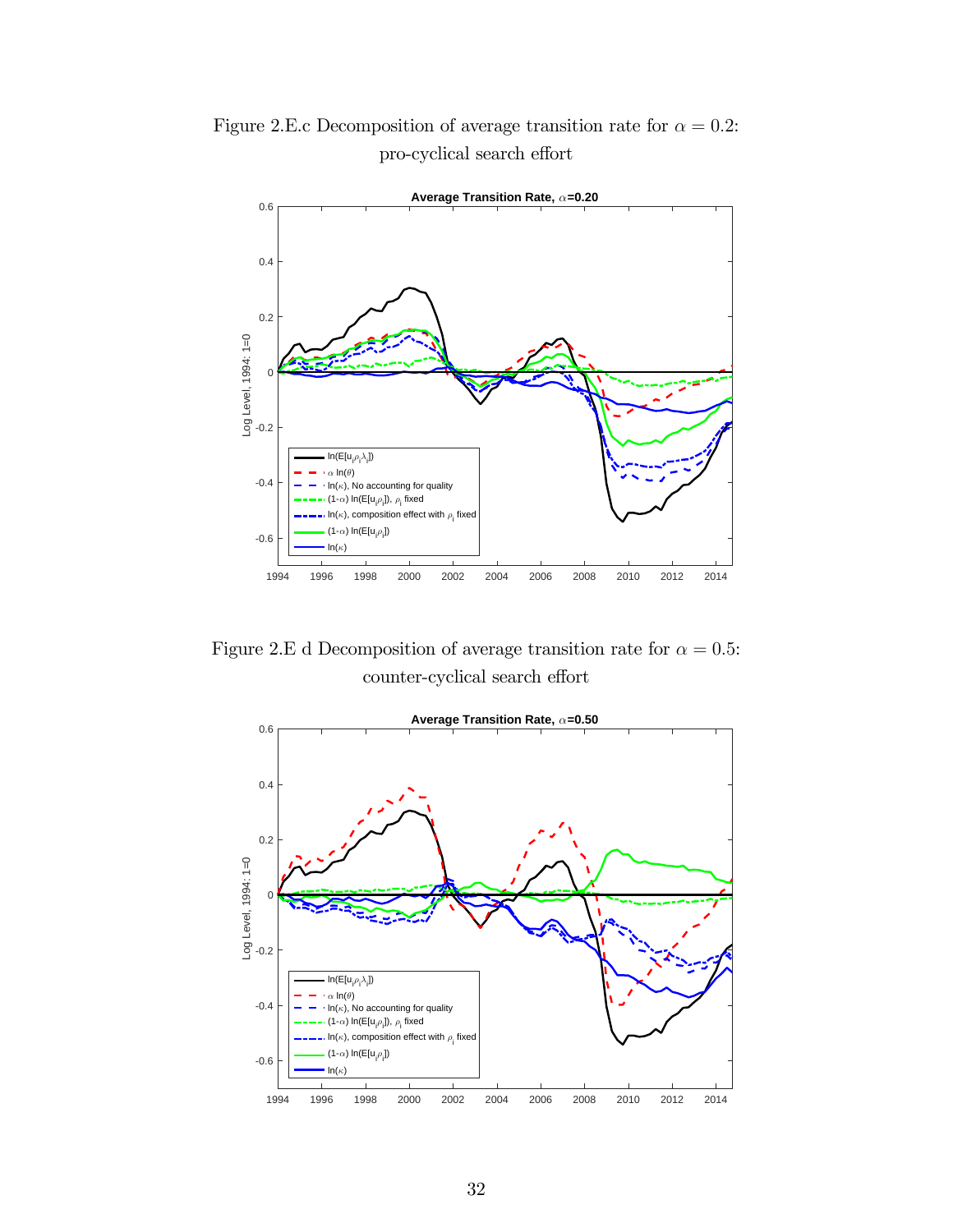Figure 2.E.c Decomposition of average transition rate for $\alpha = 0.2$: pro-cyclical search effort

Figure 2.E d Decomposition of average transition rate for $\alpha = 0.5$: counter-cyclical search effort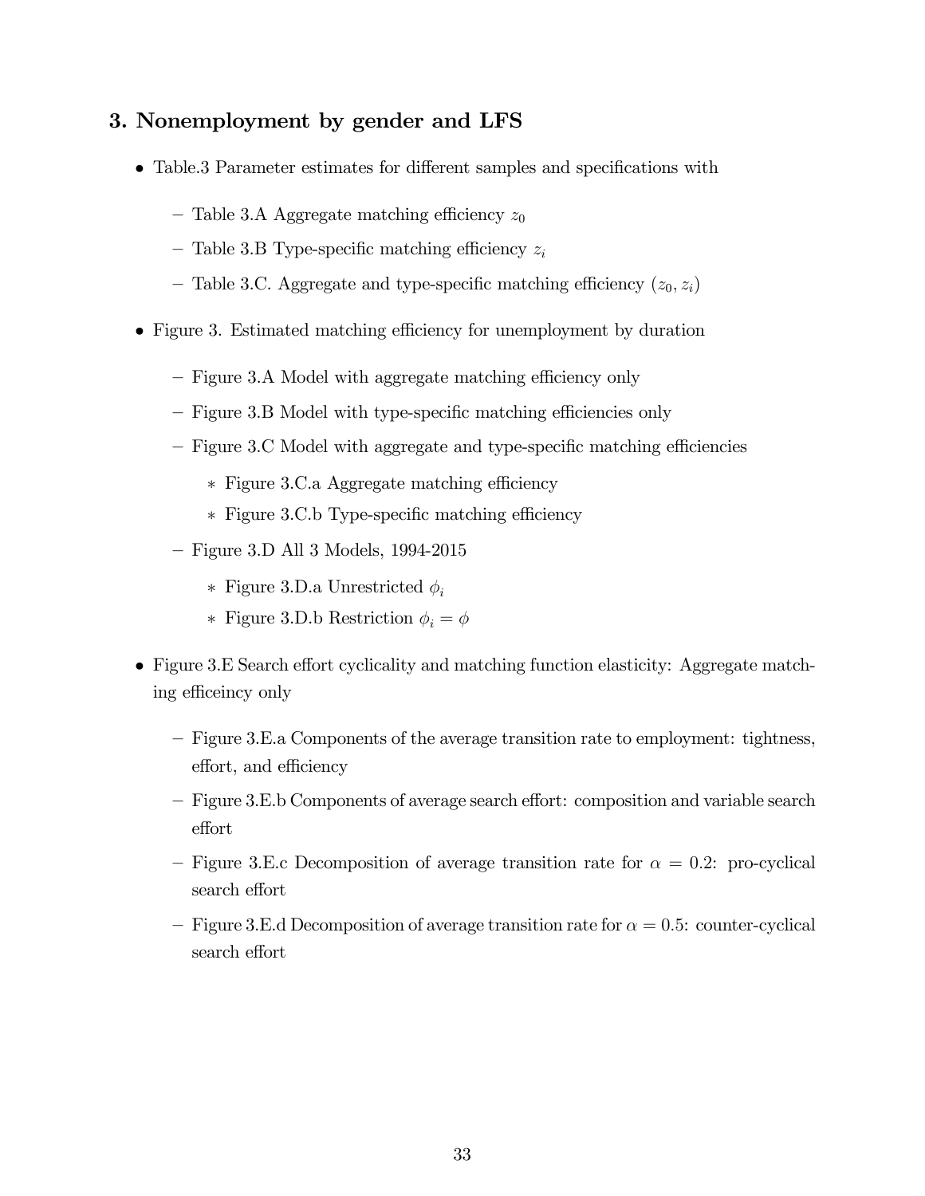## 3. Nonemployment by gender and LFS

- Table.3 Parameter estimates for different samples and specifications with
  - Table 3.A Aggregate matching efficiency $z_0$
  - Table 3.B Type-specific matching efficiency $z_i$
  - Table 3.C. Aggregate and type-specific matching efficiency $(z_0, z_i)$
- Figure 3. Estimated matching efficiency for unemployment by duration
  - Figure 3.A Model with aggregate matching efficiency only
  - Figure 3.B Model with type-specific matching efficiencies only
  - Figure 3.C Model with aggregate and type-specific matching efficiencies
    - Figure 3.C.a Aggregate matching efficiency
    - Figure 3.C.b Type-specific matching efficiency
  - Figure 3.D All 3 Models, 1994-2015
    - Figure 3.D.a Unrestricted $\phi_i$
    - Figure 3.D.b Restriction $\phi_i = \phi$
- Figure 3.E Search effort cyclicality and matching function elasticity: Aggregate matching efficeincy only
  - Figure 3.E.a Components of the average transition rate to employment: tightness, effort, and efficiency
  - Figure 3.E.b Components of average search effort: composition and variable search effort
  - Figure 3.E.c Decomposition of average transition rate for $\alpha = 0.2$: pro-cyclical search effort
  - Figure 3.E.d Decomposition of average transition rate for $\alpha = 0.5$: counter-cyclical search effort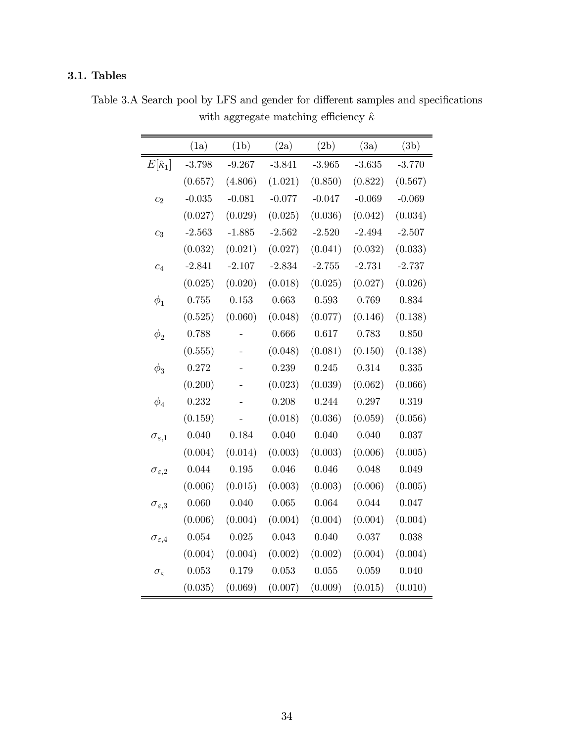### 3.1. Tables

Table 3.A Search pool by LFS and gender for different samples and specifications with aggregate matching efficiency $\hat{\kappa}$

| | (1a) | (1b) | (2a) | (2b) | (3a) | (3b) |
|---|---|---|---|---|---|---|
| $E[\hat{\kappa}_1]$ | -3.798 | -9.267 | -3.841 | -3.965 | -3.635 | -3.770 |
| | (0.657) | (4.806) | (1.021) | (0.850) | (0.822) | (0.567) |
| $c_2$ | -0.035 | -0.081 | -0.077 | -0.047 | -0.069 | -0.069 |
| | (0.027) | (0.029) | (0.025) | (0.036) | (0.042) | (0.034) |
| $c_3$ | -2.563 | -1.885 | -2.562 | -2.520 | -2.494 | -2.507 |
| | (0.032) | (0.021) | (0.027) | (0.041) | (0.032) | (0.033) |
| $c_4$ | -2.841 | -2.107 | -2.834 | -2.755 | -2.731 | -2.737 |
| | (0.025) | (0.020) | (0.018) | (0.025) | (0.027) | (0.026) |
| $\phi_1$ | 0.755 | 0.153 | 0.663 | 0.593 | 0.769 | 0.834 |
| | (0.525) | (0.060) | (0.048) | (0.077) | (0.146) | (0.138) |
| $\phi_2$ | 0.788 | - | 0.666 | 0.617 | 0.783 | 0.850 |
| | (0.555) | - | (0.048) | (0.081) | (0.150) | (0.138) |
| $\phi_3$ | 0.272 | - | 0.239 | 0.245 | 0.314 | 0.335 |
| | (0.200) | - | (0.023) | (0.039) | (0.062) | (0.066) |
| $\phi_4$ | 0.232 | - | 0.208 | 0.244 | 0.297 | 0.319 |
| | (0.159) | - | (0.018) | (0.036) | (0.059) | (0.056) |
| $\sigma_{\varepsilon,1}$ | 0.040 | 0.184 | 0.040 | 0.040 | 0.040 | 0.037 |
| | (0.004) | (0.014) | (0.003) | (0.003) | (0.006) | (0.005) |
| $\sigma_{\varepsilon,2}$ | 0.044 | 0.195 | 0.046 | 0.046 | 0.048 | 0.049 |
| | (0.006) | (0.015) | (0.003) | (0.003) | (0.006) | (0.005) |
| $\sigma_{\varepsilon,3}$ | 0.060 | 0.040 | 0.065 | 0.064 | 0.044 | 0.047 |
| | (0.006) | (0.004) | (0.004) | (0.004) | (0.004) | (0.004) |
| $\sigma_{\varepsilon,4}$ | 0.054 | 0.025 | 0.043 | 0.040 | 0.037 | 0.038 |
| | (0.004) | (0.004) | (0.002) | (0.002) | (0.004) | (0.004) |
| $\sigma_{\varsigma}$ | 0.053 | 0.179 | 0.053 | 0.055 | 0.059 | 0.040 |
| | (0.035) | (0.069) | (0.007) | (0.009) | (0.015) | (0.010) |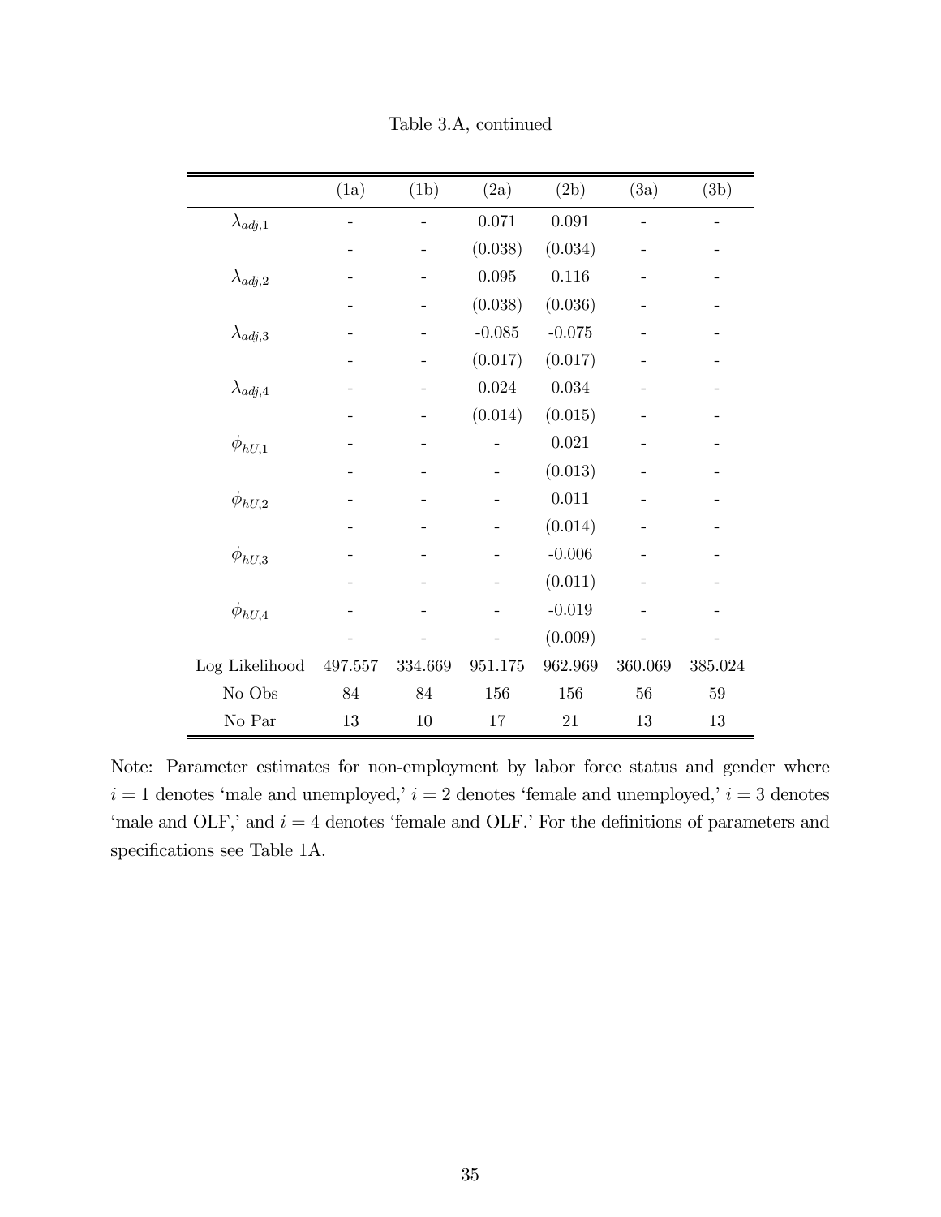Table 3.A, continued

| | (1a) | (1b) | (2a) | (2b) | (3a) | (3b) |
|---|---|---|---|---|---|---|
| $\lambda_{adj,1}$ | - | - | 0.071 | 0.091 | - | - |
| | - | - | (0.038) | (0.034) | - | - |
| $\lambda_{adj,2}$ | - | - | 0.095 | 0.116 | - | - |
| | - | - | (0.038) | (0.036) | - | - |
| $\lambda_{adj,3}$ | - | - | -0.085 | -0.075 | - | - |
| | - | - | (0.017) | (0.017) | - | - |
| $\lambda_{adj,4}$ | - | - | 0.024 | 0.034 | - | - |
| | - | - | (0.014) | (0.015) | - | - |
| $\phi_{hU,1}$ | - | - | - | 0.021 | - | - |
| | - | - | - | (0.013) | - | - |
| $\phi_{hU,2}$ | - | - | - | 0.011 | - | - |
| | - | - | - | (0.014) | - | - |
| $\phi_{hU,3}$ | - | - | - | -0.006 | - | - |
| | - | - | - | (0.011) | - | - |
| $\phi_{hU,4}$ | - | - | - | -0.019 | - | - |
| | - | - | - | (0.009) | - | - |
| Log Likelihood | 497.557 | 334.669 | 951.175 | 962.969 | 360.069 | 385.024 |
| No Obs | 84 | 84 | 156 | 156 | 56 | 59 |
| No Par | 13 | 10 | 17 | 21 | 13 | 13 |

Note: Parameter estimates for non-employment by labor force status and gender where $i = 1$ denotes 'male and unemployed,' $i = 2$ denotes 'female and unemployed,' $i = 3$ denotes 'male and OLF,' and $i = 4$ denotes 'female and OLF.' For the definitions of parameters and specifications see Table 1A.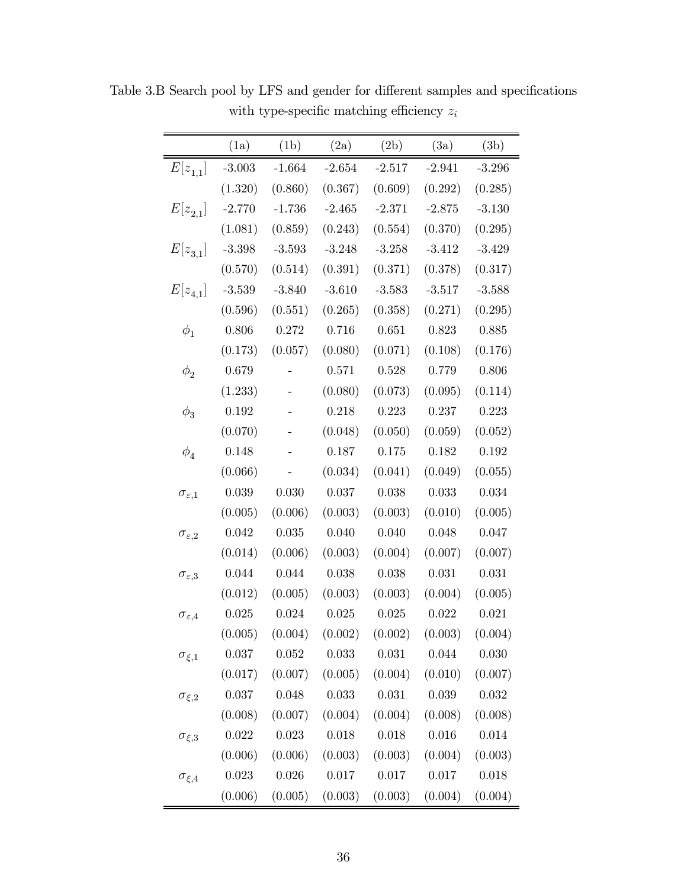Table 3.B Search pool by LFS and gender for different samples and specifications with type-specific matching efficiency $z_i$

| | (1a) | (1b) | (2a) | (2b) | (3a) | (3b) |
|---|---|---|---|---|---|---|
| $E[z_{1,1}]$ | -3.003 | -1.664 | -2.654 | -2.517 | -2.941 | -3.296 |
| | (1.320) | (0.860) | (0.367) | (0.609) | (0.292) | (0.285) |
| $E[z_{2,1}]$ | -2.770 | -1.736 | -2.465 | -2.371 | -2.875 | -3.130 |
| | (1.081) | (0.859) | (0.243) | (0.554) | (0.370) | (0.295) |
| $E[z_{3,1}]$ | -3.398 | -3.593 | -3.248 | -3.258 | -3.412 | -3.429 |
| | (0.570) | (0.514) | (0.391) | (0.371) | (0.378) | (0.317) |
| $E[z_{4,1}]$ | -3.539 | -3.840 | -3.610 | -3.583 | -3.517 | -3.588 |
| | (0.596) | (0.551) | (0.265) | (0.358) | (0.271) | (0.295) |
| $\phi_1$ | 0.806 | 0.272 | 0.716 | 0.651 | 0.823 | 0.885 |
| | (0.173) | (0.057) | (0.080) | (0.071) | (0.108) | (0.176) |
| $\phi_2$ | 0.679 | - | 0.571 | 0.528 | 0.779 | 0.806 |
| | (1.233) | - | (0.080) | (0.073) | (0.095) | (0.114) |
| $\phi_3$ | 0.192 | - | 0.218 | 0.223 | 0.237 | 0.223 |
| | (0.070) | - | (0.048) | (0.050) | (0.059) | (0.052) |
| $\phi_4$ | 0.148 | - | 0.187 | 0.175 | 0.182 | 0.192 |
| | (0.066) | - | (0.034) | (0.041) | (0.049) | (0.055) |
| $\sigma_{\varepsilon,1}$ | 0.039 | 0.030 | 0.037 | 0.038 | 0.033 | 0.034 |
| | (0.005) | (0.006) | (0.003) | (0.003) | (0.010) | (0.005) |
| $\sigma_{\varepsilon,2}$ | 0.042 | 0.035 | 0.040 | 0.040 | 0.048 | 0.047 |
| | (0.014) | (0.006) | (0.003) | (0.004) | (0.007) | (0.007) |
| $\sigma_{\varepsilon,3}$ | 0.044 | 0.044 | 0.038 | 0.038 | 0.031 | 0.031 |
| | (0.012) | (0.005) | (0.003) | (0.003) | (0.004) | (0.005) |
| $\sigma_{\varepsilon,4}$ | 0.025 | 0.024 | 0.025 | 0.025 | 0.022 | 0.021 |
| | (0.005) | (0.004) | (0.002) | (0.002) | (0.003) | (0.004) |
| $\sigma_{\xi,1}$ | 0.037 | 0.052 | 0.033 | 0.031 | 0.044 | 0.030 |
| | (0.017) | (0.007) | (0.005) | (0.004) | (0.010) | (0.007) |
| $\sigma_{\xi,2}$ | 0.037 | 0.048 | 0.033 | 0.031 | 0.039 | 0.032 |
| | (0.008) | (0.007) | (0.004) | (0.004) | (0.008) | (0.008) |
| $\sigma_{\xi,3}$ | 0.022 | 0.023 | 0.018 | 0.018 | 0.016 | 0.014 |
| | (0.006) | (0.006) | (0.003) | (0.003) | (0.004) | (0.003) |
| $\sigma_{\xi,4}$ | 0.023 | 0.026 | 0.017 | 0.017 | 0.017 | 0.018 |
| | (0.006) | (0.005) | (0.003) | (0.003) | (0.004) | (0.004) |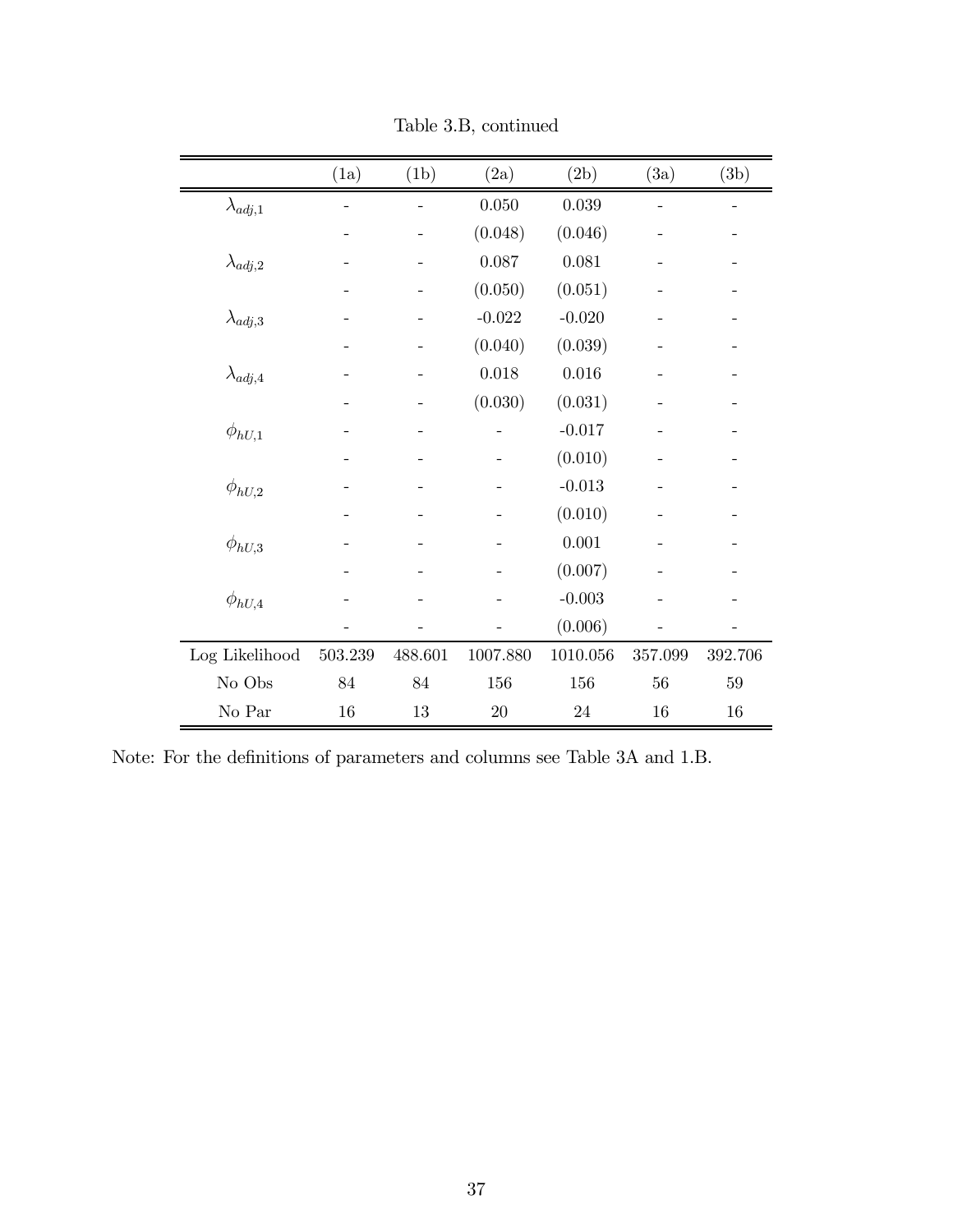Table 3.B, continued

| | (1a) | (1b) | (2a) | (2b) | (3a) | (3b) |
|---|---|---|---|---|---|---|
| $\lambda_{adj,1}$ | - | - | 0.050 | 0.039 | - | - |
| | - | - | (0.048) | (0.046) | - | - |
| $\lambda_{adj,2}$ | - | - | 0.087 | 0.081 | - | - |
| | - | - | (0.050) | (0.051) | - | - |
| $\lambda_{adj,3}$ | - | - | -0.022 | -0.020 | - | - |
| | - | - | (0.040) | (0.039) | - | - |
| $\lambda_{adj,4}$ | - | - | 0.018 | 0.016 | - | - |
| | - | - | (0.030) | (0.031) | - | - |
| $\phi_{hU,1}$ | - | - | - | -0.017 | - | - |
| | - | - | - | (0.010) | - | - |
| $\phi_{hU,2}$ | - | - | - | -0.013 | - | - |
| | - | - | - | (0.010) | - | - |
| $\phi_{hU,3}$ | - | - | - | 0.001 | - | - |
| | - | - | - | (0.007) | - | - |
| $\phi_{hU,4}$ | - | - | - | -0.003 | - | - |
| | - | - | - | (0.006) | - | - |
| Log Likelihood | 503.239 | 488.601 | 1007.880 | 1010.056 | 357.099 | 392.706 |
| No Obs | 84 | 84 | 156 | 156 | 56 | 59 |
| No Par | 16 | 13 | 20 | 24 | 16 | 16 |

Note: For the definitions of parameters and columns see Table 3A and 1.B.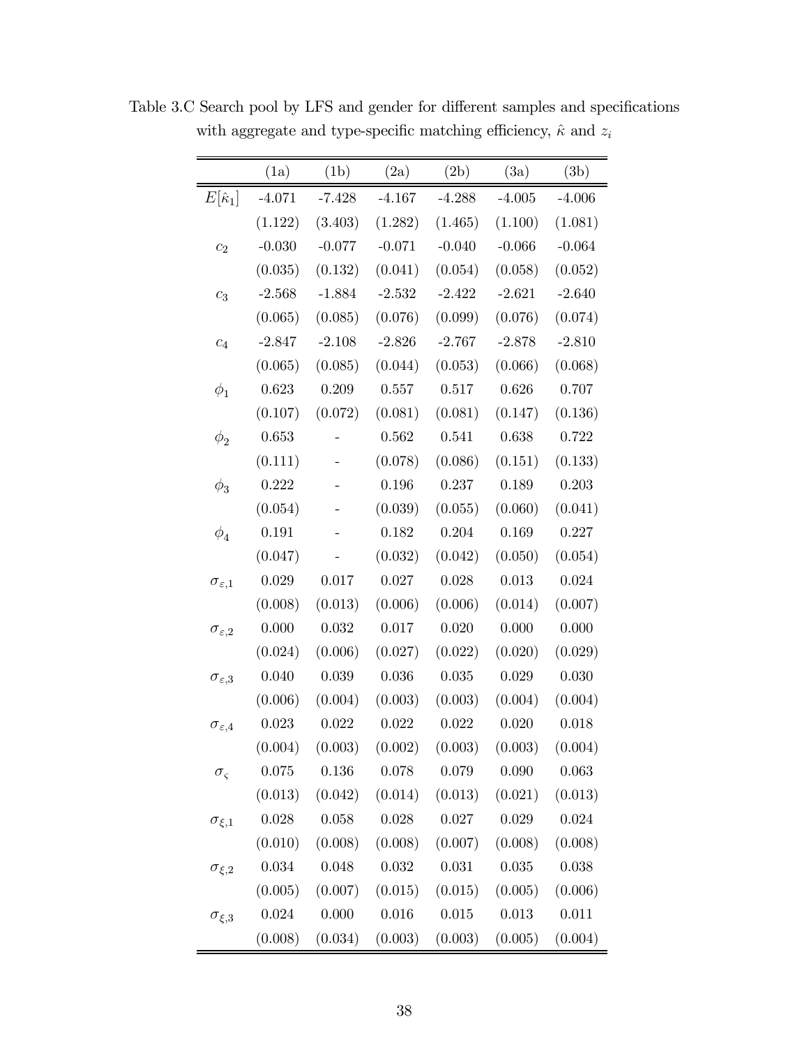Table 3.C Search pool by LFS and gender for different samples and specifications with aggregate and type-specific matching efficiency, $\hat{\kappa}$ and $z_i$

| | (1a) | (1b) | (2a) | (2b) | (3a) | (3b) |
|---|---|---|---|---|---|---|
| $E[\hat{\kappa}_1]$ | -4.071 | -7.428 | -4.167 | -4.288 | -4.005 | -4.006 |
| | (1.122) | (3.403) | (1.282) | (1.465) | (1.100) | (1.081) |
| $c_2$ | -0.030 | -0.077 | -0.071 | -0.040 | -0.066 | -0.064 |
| | (0.035) | (0.132) | (0.041) | (0.054) | (0.058) | (0.052) |
| $c_3$ | -2.568 | -1.884 | -2.532 | -2.422 | -2.621 | -2.640 |
| | (0.065) | (0.085) | (0.076) | (0.099) | (0.076) | (0.074) |
| $c_4$ | -2.847 | -2.108 | -2.826 | -2.767 | -2.878 | -2.810 |
| | (0.065) | (0.085) | (0.044) | (0.053) | (0.066) | (0.068) |
| $\phi_1$ | 0.623 | 0.209 | 0.557 | 0.517 | 0.626 | 0.707 |
| | (0.107) | (0.072) | (0.081) | (0.081) | (0.147) | (0.136) |
| $\phi_2$ | 0.653 | - | 0.562 | 0.541 | 0.638 | 0.722 |
| | (0.111) | - | (0.078) | (0.086) | (0.151) | (0.133) |
| $\phi_3$ | 0.222 | - | 0.196 | 0.237 | 0.189 | 0.203 |
| | (0.054) | - | (0.039) | (0.055) | (0.060) | (0.041) |
| $\phi_4$ | 0.191 | - | 0.182 | 0.204 | 0.169 | 0.227 |
| | (0.047) | - | (0.032) | (0.042) | (0.050) | (0.054) |
| $\sigma_{\varepsilon,1}$ | 0.029 | 0.017 | 0.027 | 0.028 | 0.013 | 0.024 |
| | (0.008) | (0.013) | (0.006) | (0.006) | (0.014) | (0.007) |
| $\sigma_{\varepsilon,2}$ | 0.000 | 0.032 | 0.017 | 0.020 | 0.000 | 0.000 |
| | (0.024) | (0.006) | (0.027) | (0.022) | (0.020) | (0.029) |
| $\sigma_{\varepsilon,3}$ | 0.040 | 0.039 | 0.036 | 0.035 | 0.029 | 0.030 |
| | (0.006) | (0.004) | (0.003) | (0.003) | (0.004) | (0.004) |
| $\sigma_{\varepsilon,4}$ | 0.023 | 0.022 | 0.022 | 0.022 | 0.020 | 0.018 |
| | (0.004) | (0.003) | (0.002) | (0.003) | (0.003) | (0.004) |
| $\sigma_{\varsigma}$ | 0.075 | 0.136 | 0.078 | 0.079 | 0.090 | 0.063 |
| | (0.013) | (0.042) | (0.014) | (0.013) | (0.021) | (0.013) |
| $\sigma_{\xi,1}$ | 0.028 | 0.058 | 0.028 | 0.027 | 0.029 | 0.024 |
| | (0.010) | (0.008) | (0.008) | (0.007) | (0.008) | (0.008) |
| $\sigma_{\xi,2}$ | 0.034 | 0.048 | 0.032 | 0.031 | 0.035 | 0.038 |
| | (0.005) | (0.007) | (0.015) | (0.015) | (0.005) | (0.006) |
| $\sigma_{\xi,3}$ | 0.024 | 0.000 | 0.016 | 0.015 | 0.013 | 0.011 |
| | (0.008) | (0.034) | (0.003) | (0.003) | (0.005) | (0.004) |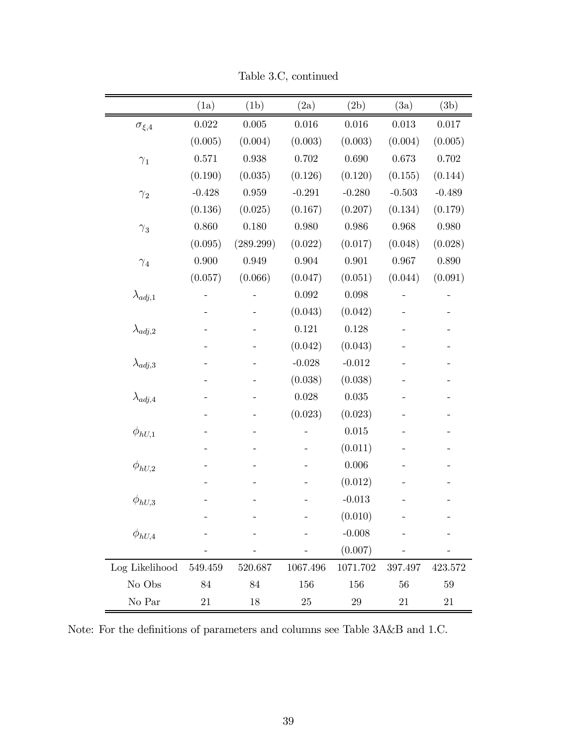Table 3.C, continued

| | (1a) | (1b) | (2a) | (2b) | (3a) | (3b) |
|---|---|---|---|---|---|---|
| $\sigma_{\xi,4}$ | 0.022 | 0.005 | 0.016 | 0.016 | 0.013 | 0.017 |
| | (0.005) | (0.004) | (0.003) | (0.003) | (0.004) | (0.005) |
| $\gamma_1$ | 0.571 | 0.938 | 0.702 | 0.690 | 0.673 | 0.702 |
| | (0.190) | (0.035) | (0.126) | (0.120) | (0.155) | (0.144) |
| $\gamma_2$ | -0.428 | 0.959 | -0.291 | -0.280 | -0.503 | -0.489 |
| | (0.136) | (0.025) | (0.167) | (0.207) | (0.134) | (0.179) |
| $\gamma_3$ | 0.860 | 0.180 | 0.980 | 0.986 | 0.968 | 0.980 |
| | (0.095) | (289.299) | (0.022) | (0.017) | (0.048) | (0.028) |
| $\gamma_4$ | 0.900 | 0.949 | 0.904 | 0.901 | 0.967 | 0.890 |
| | (0.057) | (0.066) | (0.047) | (0.051) | (0.044) | (0.091) |
| $\lambda_{adj,1}$ | - | - | 0.092 | 0.098 | - | - |
| | - | - | (0.043) | (0.042) | - | - |
| $\lambda_{adj,2}$ | - | - | 0.121 | 0.128 | - | - |
| | - | - | (0.042) | (0.043) | - | - |
| $\lambda_{adj,3}$ | - | - | -0.028 | -0.012 | - | - |
| | - | - | (0.038) | (0.038) | - | - |
| $\lambda_{adj,4}$ | - | - | 0.028 | 0.035 | - | - |
| | - | - | (0.023) | (0.023) | - | - |
| $\phi_{hU,1}$ | - | - | - | 0.015 | - | - |
| | - | - | - | (0.011) | - | - |
| $\phi_{hU,2}$ | - | - | - | 0.006 | - | - |
| | - | - | - | (0.012) | - | - |
| $\phi_{hU,3}$ | - | - | - | -0.013 | - | - |
| | - | - | - | (0.010) | - | - |
| $\phi_{hU,4}$ | - | - | - | -0.008 | - | - |
| | - | - | - | (0.007) | - | - |
| Log Likelihood | 549.459 | 520.687 | 1067.496 | 1071.702 | 397.497 | 423.572 |
| No Obs | 84 | 84 | 156 | 156 | 56 | 59 |
| No Par | 21 | 18 | 25 | 29 | 21 | 21 |

Note: For the definitions of parameters and columns see Table 3A&B and 1.C.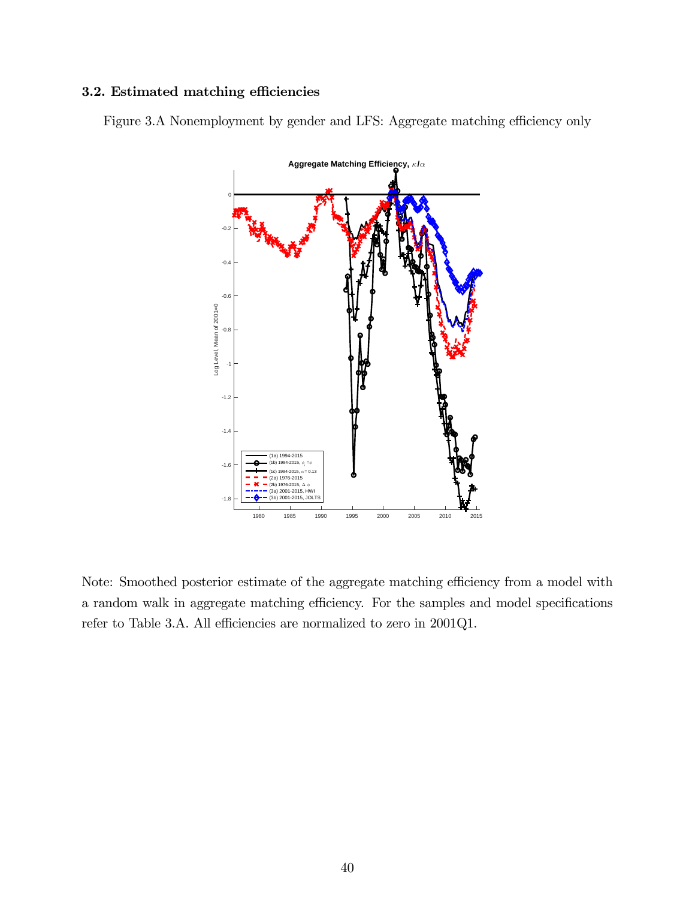### 3.2. Estimated matching efficiencies

Figure 3.A Nonemployment by gender and LFS: Aggregate matching efficiency only

Note: Smoothed posterior estimate of the aggregate matching efficiency from a model with a random walk in aggregate matching efficiency. For the samples and model specifications refer to Table 3.A. All efficiencies are normalized to zero in 2001Q1.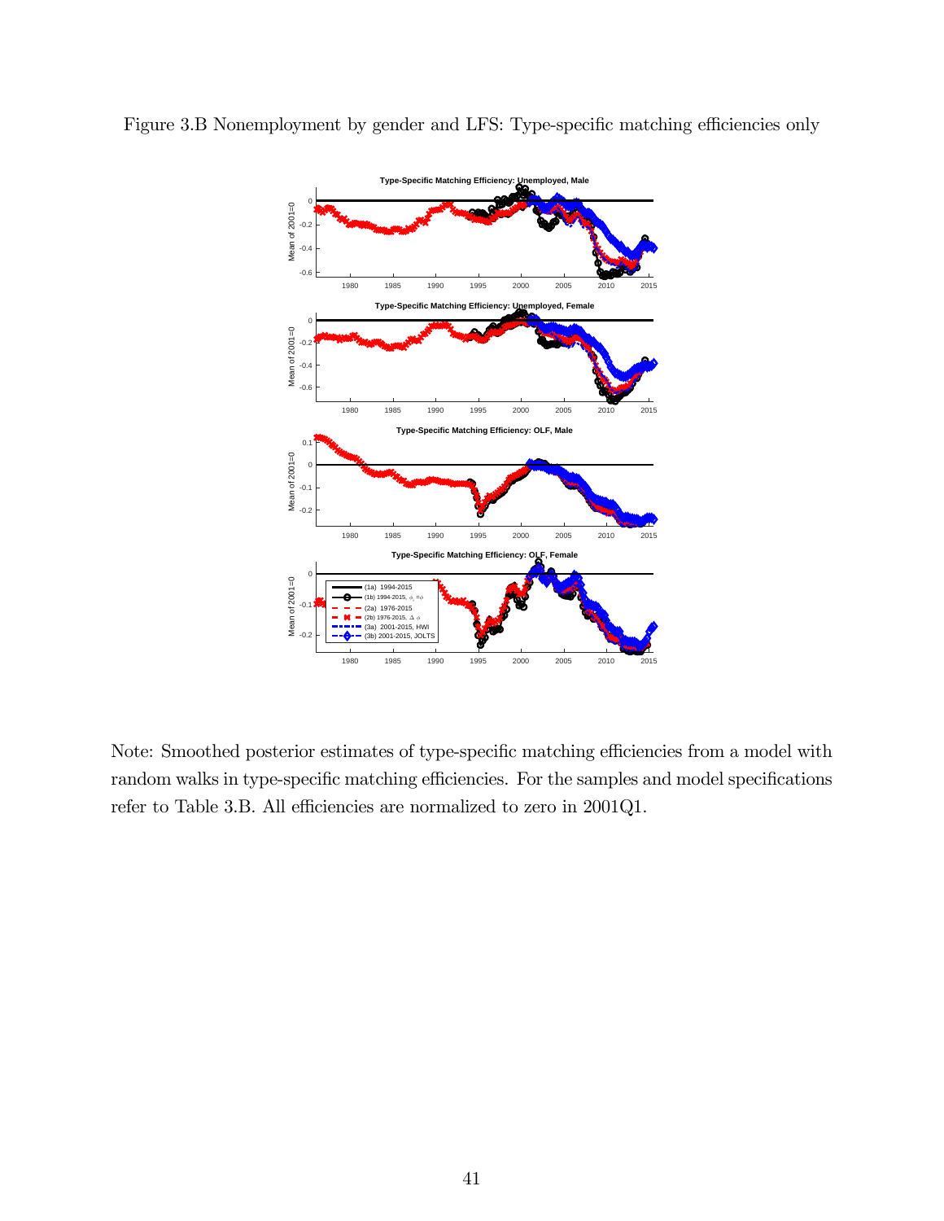Figure 3.B Nonemployment by gender and LFS: Type-specific matching efficiencies only

Note: Smoothed posterior estimates of type-specific matching efficiencies from a model with random walks in type-specific matching efficiencies. For the samples and model specifications refer to Table 3.B. All efficiencies are normalized to zero in 2001Q1.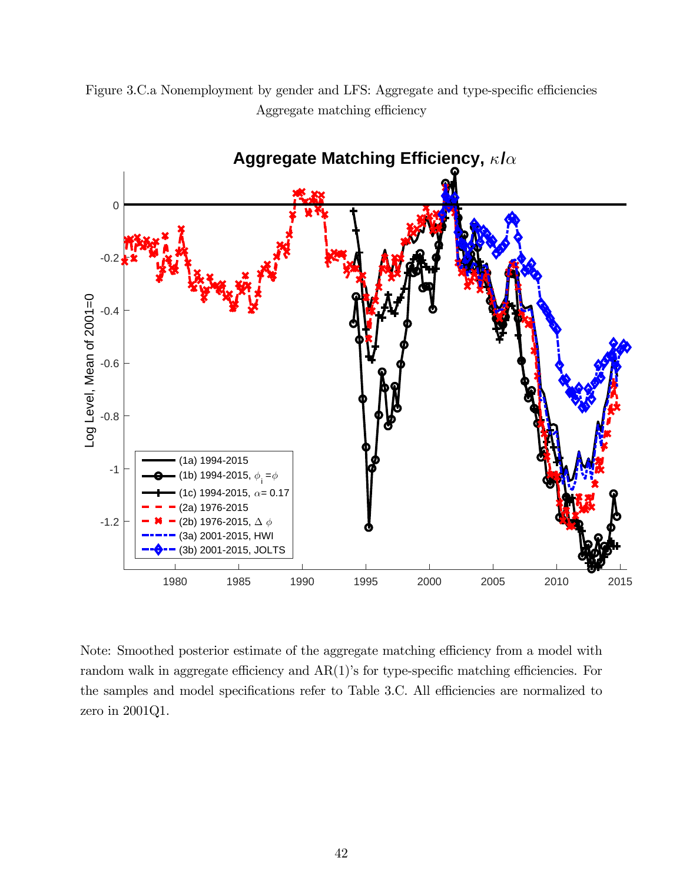Figure 3.C.a Nonemployment by gender and LFS: Aggregate and type-specific efficiencies
Aggregate matching efficiency

Note: Smoothed posterior estimate of the aggregate matching efficiency from a model with random walk in aggregate efficiency and AR(1)'s for type-specific matching efficiencies. For the samples and model specifications refer to Table 3.C. All efficiencies are normalized to zero in 2001Q1.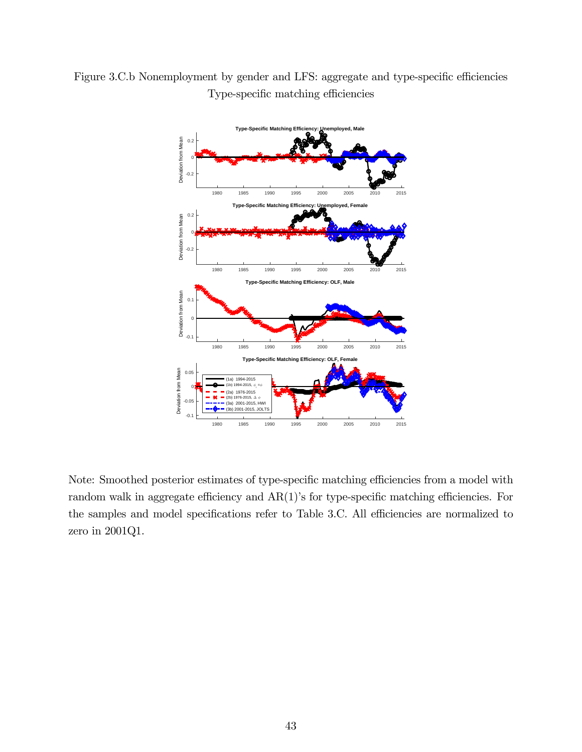Figure 3.C.b Nonemployment by gender and LFS: aggregate and type-specific efficiencies
Type-specific matching efficiencies

Note: Smoothed posterior estimates of type-specific matching efficiencies from a model with random walk in aggregate efficiency and AR(1)'s for type-specific matching efficiencies. For the samples and model specifications refer to Table 3.C. All efficiencies are normalized to zero in 2001Q1.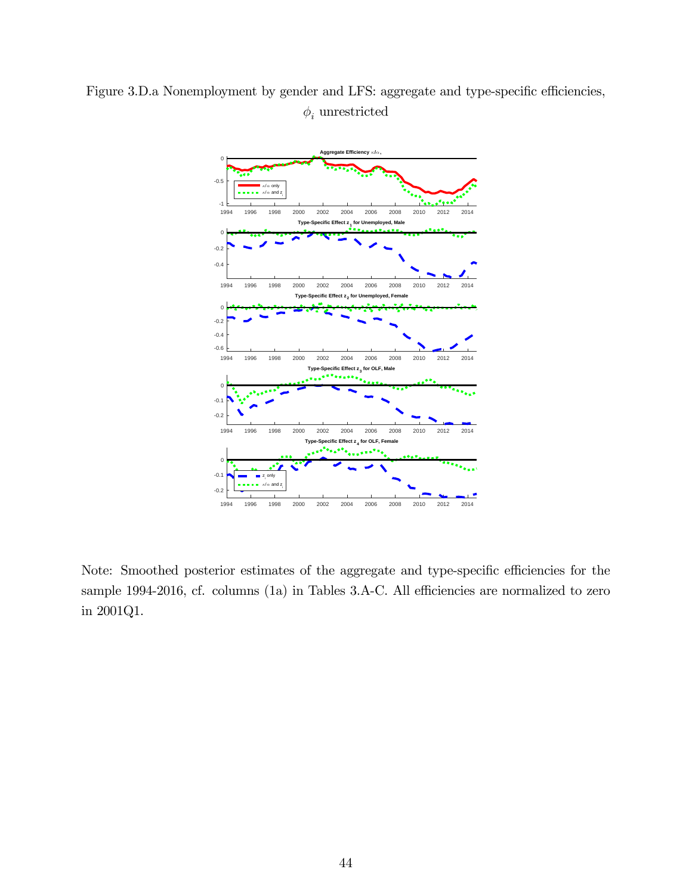Figure 3.D.a Nonemployment by gender and LFS: aggregate and type-specific efficiencies, $\phi_i$ unrestricted

Note: Smoothed posterior estimates of the aggregate and type-specific efficiencies for the sample 1994-2016, cf. columns (1a) in Tables 3.A-C. All efficiencies are normalized to zero in 2001Q1.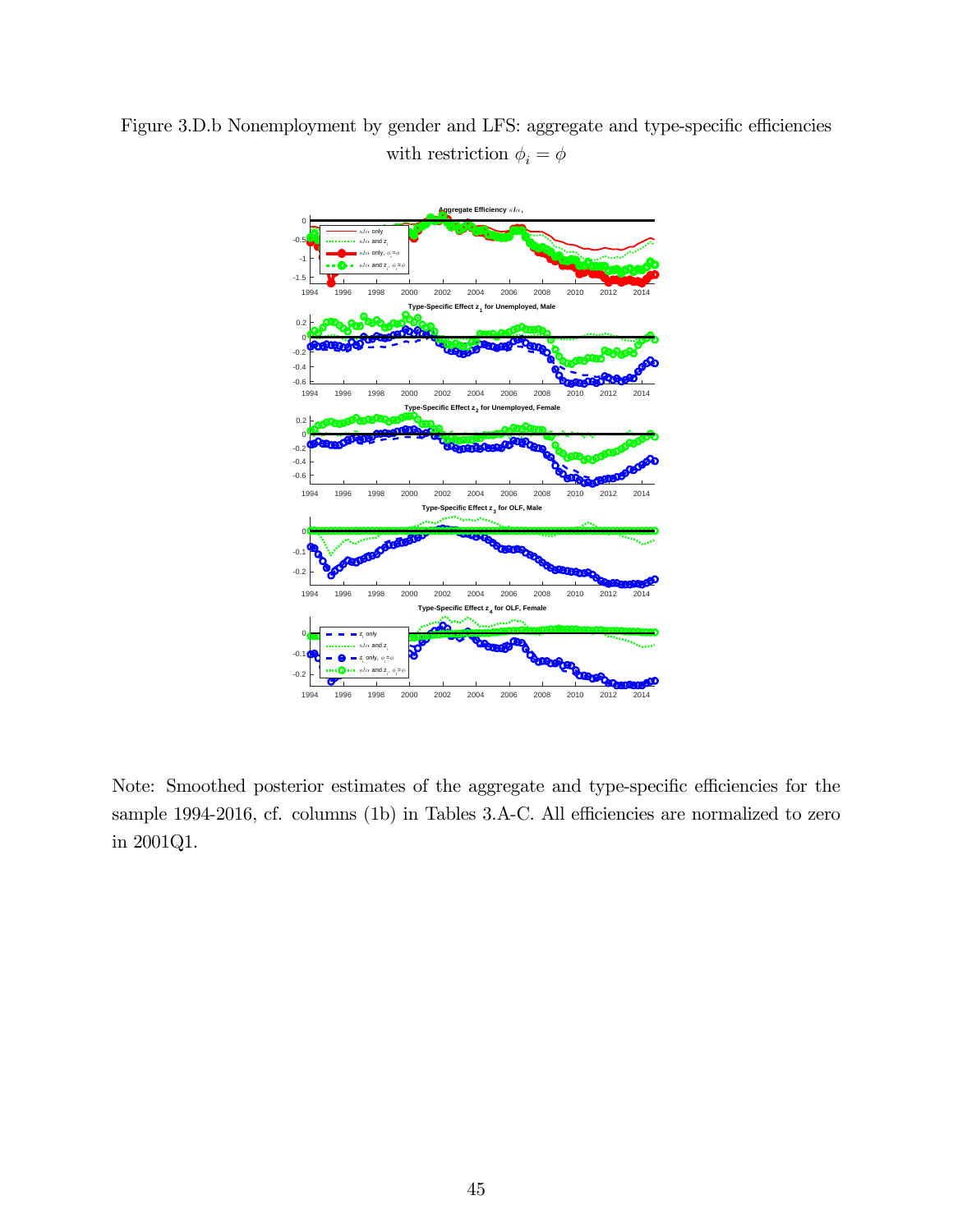Figure 3.D.b Nonemployment by gender and LFS: aggregate and type-specific efficiencies with restriction $\phi_i = \phi$

Note: Smoothed posterior estimates of the aggregate and type-specific efficiencies for the sample 1994-2016, cf. columns (1b) in Tables 3.A-C. All efficiencies are normalized to zero in 2001Q1.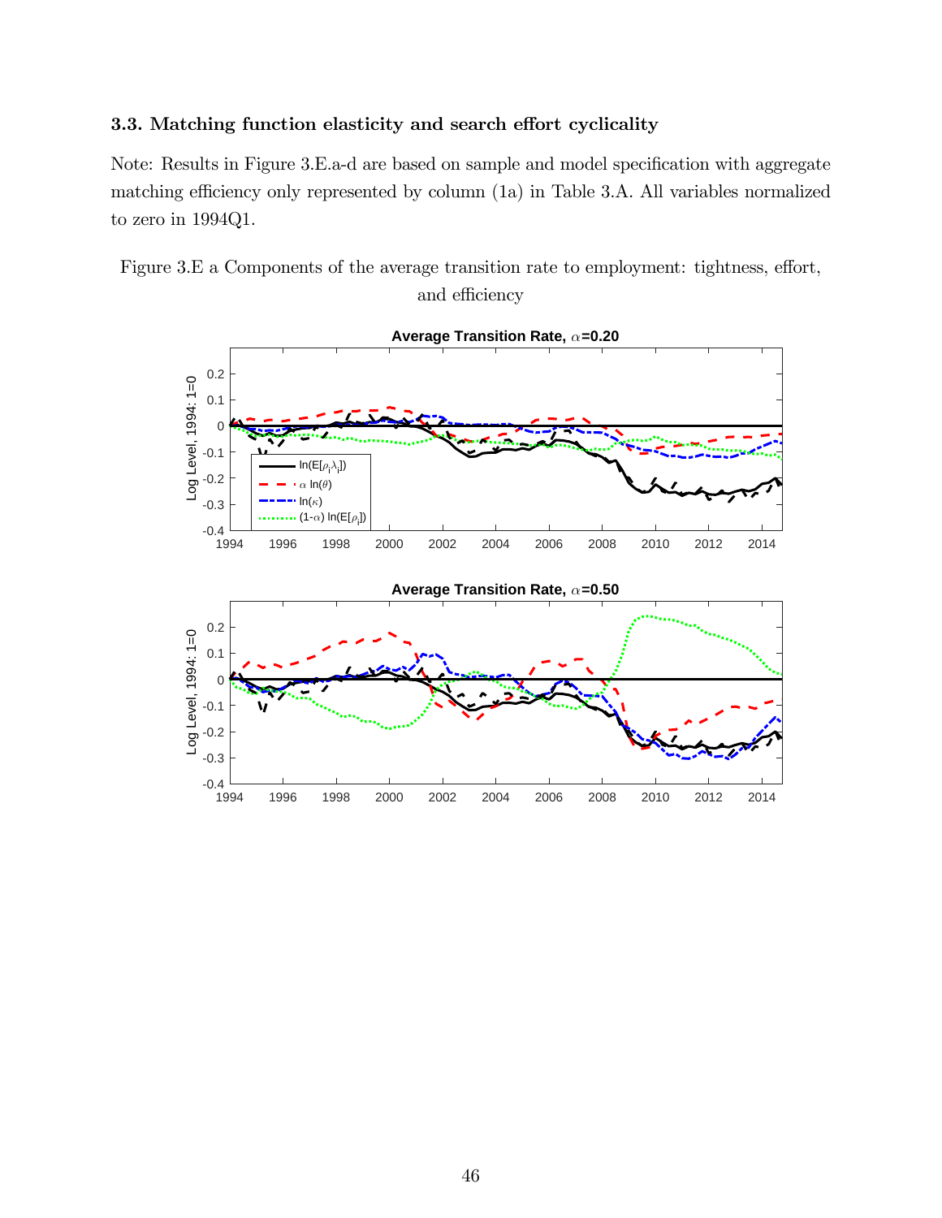### 3.3. Matching function elasticity and search effort cyclicality

Note: Results in Figure 3.E.a-d are based on sample and model specification with aggregate matching efficiency only represented by column (1a) in Table 3.A. All variables normalized to zero in 1994Q1.

Figure 3.E a Components of the average transition rate to employment: tightness, effort, and efficiency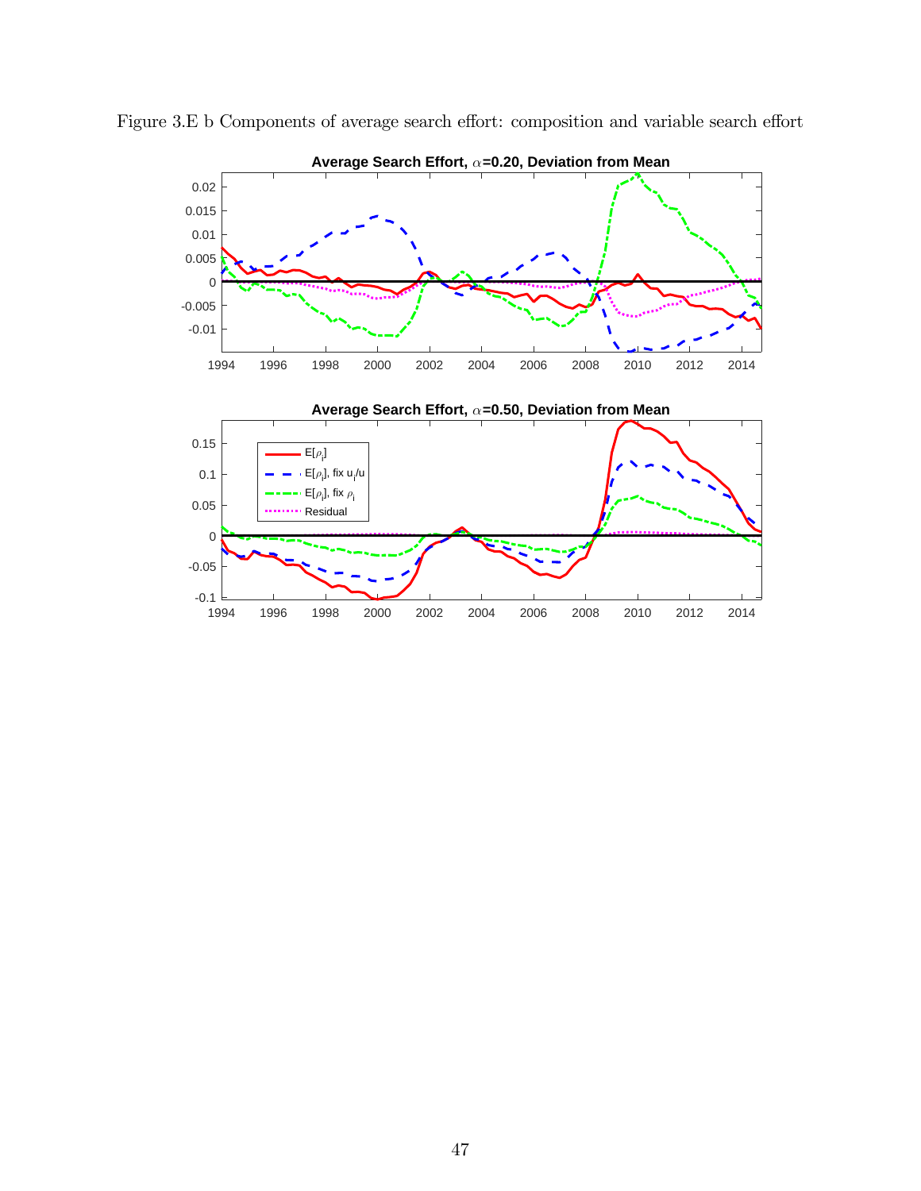Figure 3.E b Components of average search effort: composition and variable search effort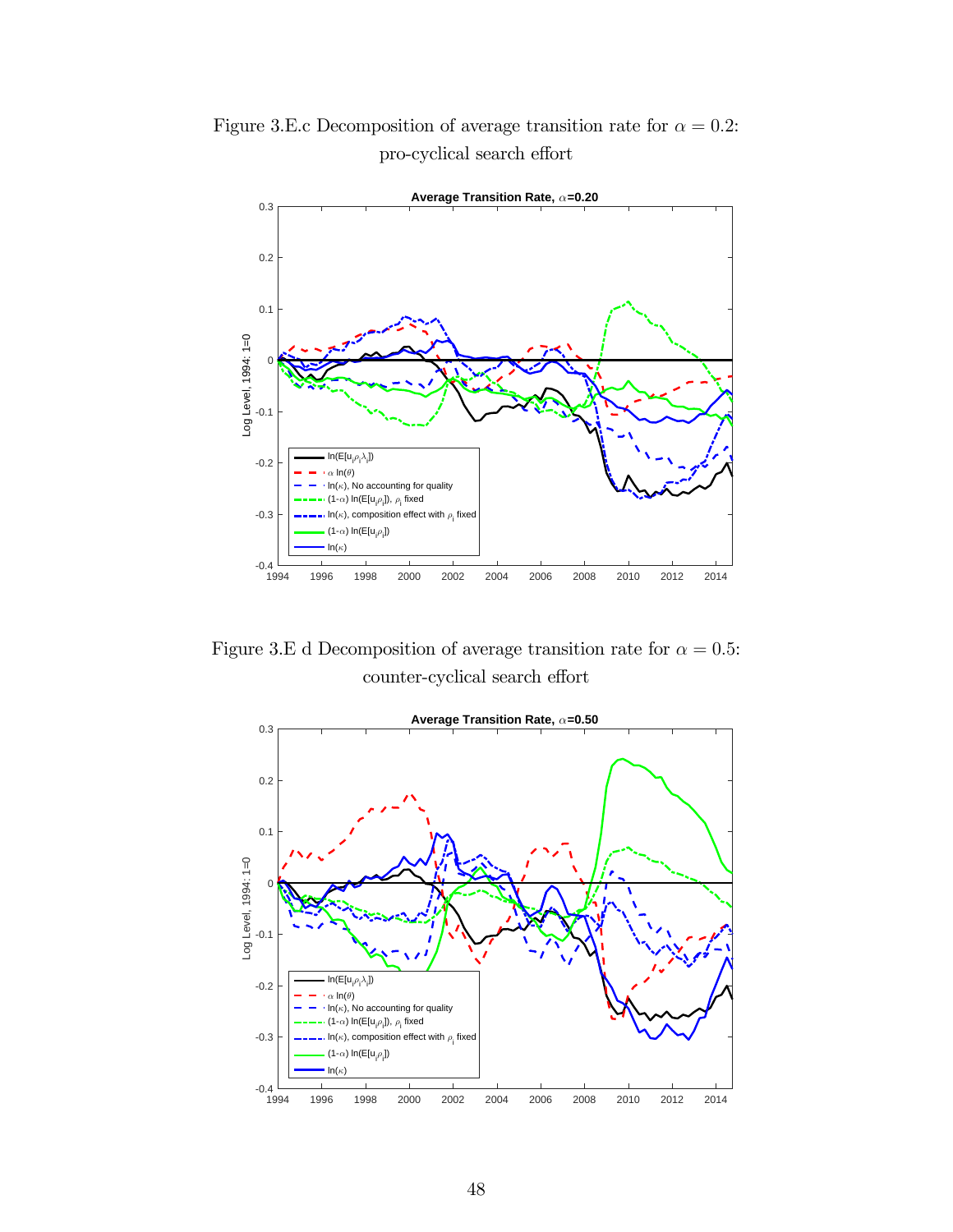Figure 3.E.c Decomposition of average transition rate for $\alpha = 0.2$: pro-cyclical search effort

Average Transition Rate, $\alpha$=0.20

Log Level, 1994: 1=0

0.3
0.2
0.1
0
-0.1
-0.2
-0.3
-0.4

1994 1996 1998 2000 2002 2004 2006 2008 2010 2012 2014

$\ln(E[u_i \rho_i \lambda_i])$
$\alpha \ln(\theta)$
$\ln(\kappa)$, No accounting for quality
$(1-\alpha) \ln(E[u_i \rho_i])$, $\rho_i$ fixed
$\ln(\kappa)$, composition effect with $\rho_i$ fixed
$(1-\alpha) \ln(E[u_i \rho_i])$
$\ln(\kappa)$

Figure 3.E d Decomposition of average transition rate for $\alpha = 0.5$: counter-cyclical search effort

Average Transition Rate, $\alpha$=0.50

Log Level, 1994: 1=0

0.3
0.2
0.1
0
-0.1
-0.2
-0.3
-0.4

1994 1996 1998 2000 2002 2004 2006 2008 2010 2012 2014

$\ln(E[u_i \rho_i \lambda_i])$
$\alpha \ln(\theta)$
$\ln(\kappa)$, No accounting for quality
$(1-\alpha) \ln(E[u_i \rho_i])$, $\rho_i$ fixed
$\ln(\kappa)$, composition effect with $\rho_i$ fixed
$(1-\alpha) \ln(E[u_i \rho_i])$
$\ln(\kappa)$